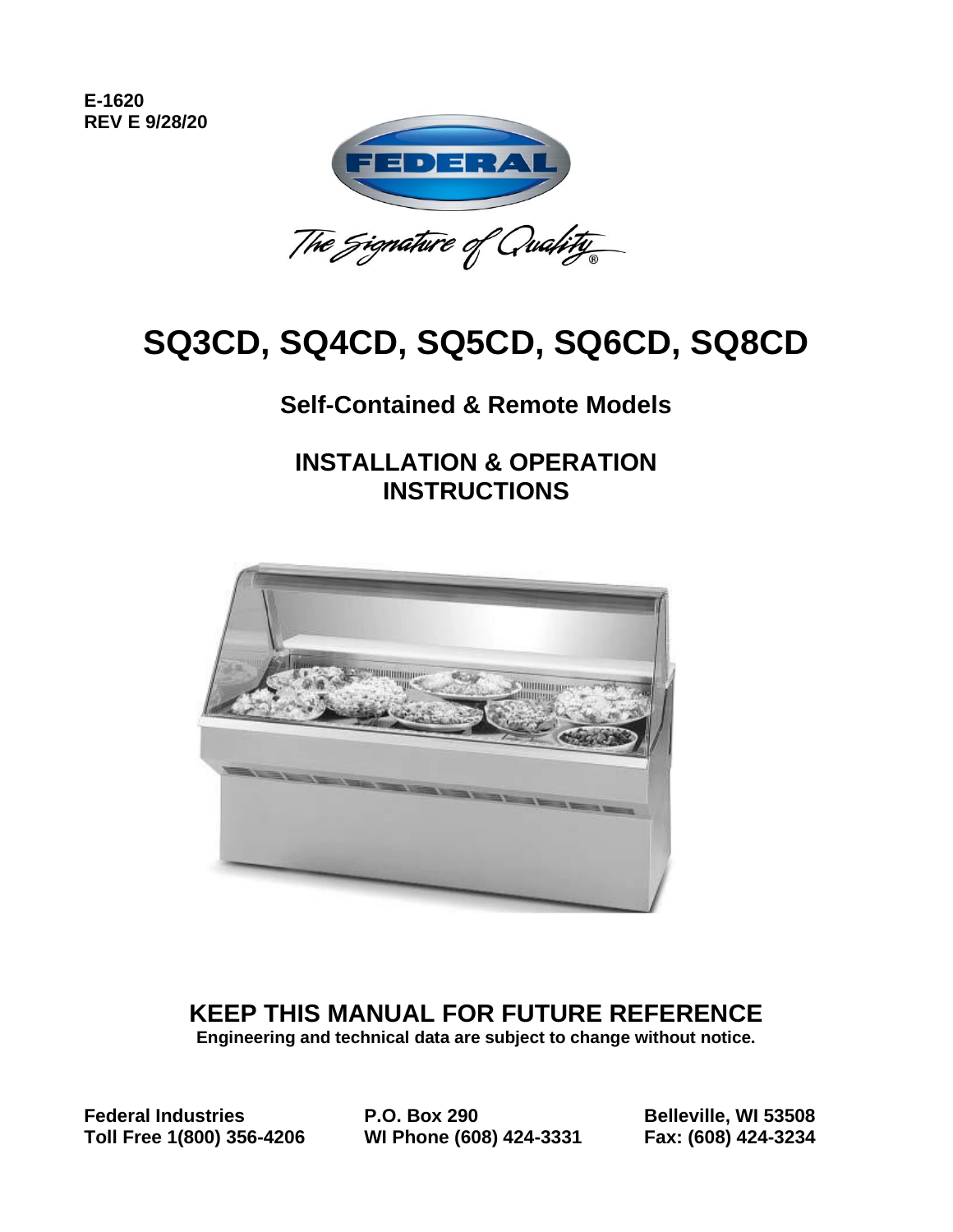**E-1620**
**REV E 9/28/20**

FEDERAL

*The Signature of Quality®*

# SQ3CD, SQ4CD, SQ5CD, SQ6CD, SQ8CD

## Self-Contained & Remote Models

## INSTALLATION & OPERATION INSTRUCTIONS

## KEEP THIS MANUAL FOR FUTURE REFERENCE

**Engineering and technical data are subject to change without notice.**

**Federal Industries**
**P.O. Box 290**
**Belleville, WI 53508**
**Toll Free 1(800) 356-4206**
**WI Phone (608) 424-3331**
**Fax: (608) 424-3234**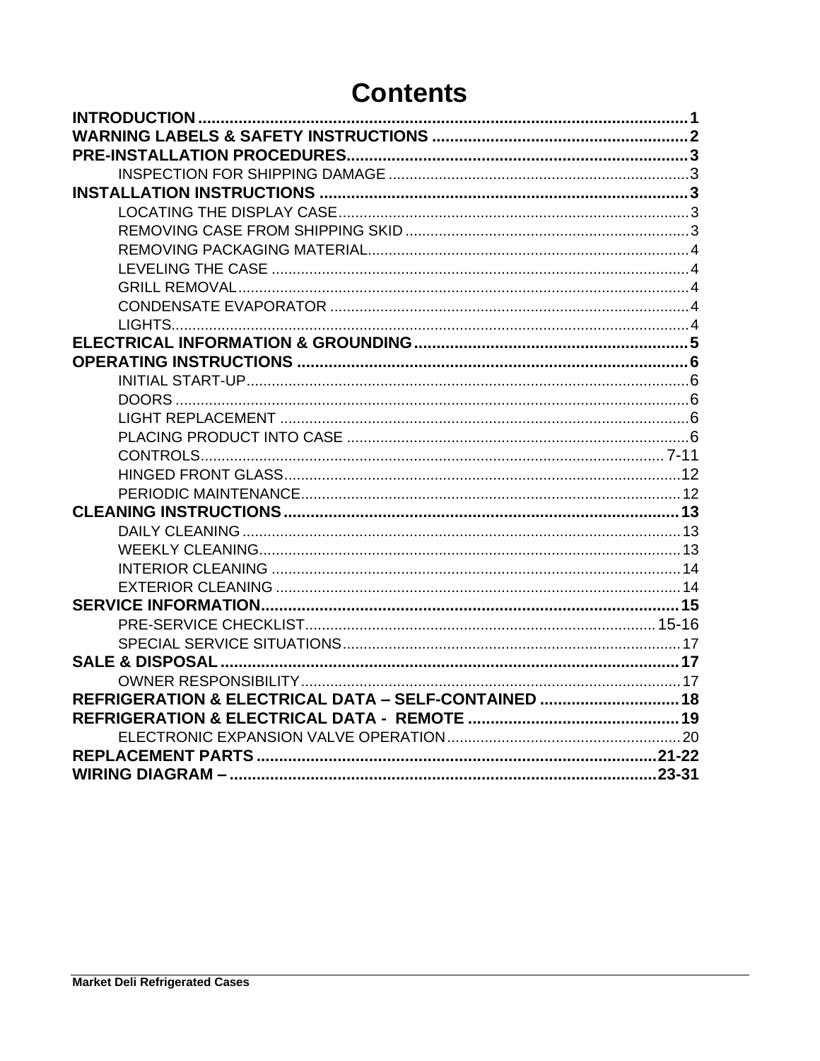# Contents

**INTRODUCTION** .......... 1
**WARNING LABELS & SAFETY INSTRUCTIONS** .......... 2
**PRE-INSTALLATION PROCEDURES** .......... 3
- INSPECTION FOR SHIPPING DAMAGE .......... 3

**INSTALLATION INSTRUCTIONS** .......... 3
- LOCATING THE DISPLAY CASE .......... 3
- REMOVING CASE FROM SHIPPING SKID .......... 3
- REMOVING PACKAGING MATERIAL .......... 4
- LEVELING THE CASE .......... 4
- GRILL REMOVAL .......... 4
- CONDENSATE EVAPORATOR .......... 4
- LIGHTS .......... 4

**ELECTRICAL INFORMATION & GROUNDING** .......... 5
**OPERATING INSTRUCTIONS** .......... 6
- INITIAL START-UP .......... 6
- DOORS .......... 6
- LIGHT REPLACEMENT .......... 6
- PLACING PRODUCT INTO CASE .......... 6
- CONTROLS .......... 7-11
- HINGED FRONT GLASS .......... 12
- PERIODIC MAINTENANCE .......... 12

**CLEANING INSTRUCTIONS** .......... 13
- DAILY CLEANING .......... 13
- WEEKLY CLEANING .......... 13
- INTERIOR CLEANING .......... 14
- EXTERIOR CLEANING .......... 14

**SERVICE INFORMATION** .......... 15
- PRE-SERVICE CHECKLIST .......... 15-16
- SPECIAL SERVICE SITUATIONS .......... 17

**SALE & DISPOSAL** .......... 17
- OWNER RESPONSIBILITY .......... 17

**REFRIGERATION & ELECTRICAL DATA – SELF-CONTAINED** .......... 18
**REFRIGERATION & ELECTRICAL DATA - REMOTE** .......... 19
- ELECTRONIC EXPANSION VALVE OPERATION .......... 20

**REPLACEMENT PARTS** .......... 21-22
**WIRING DIAGRAM –** .......... 23-31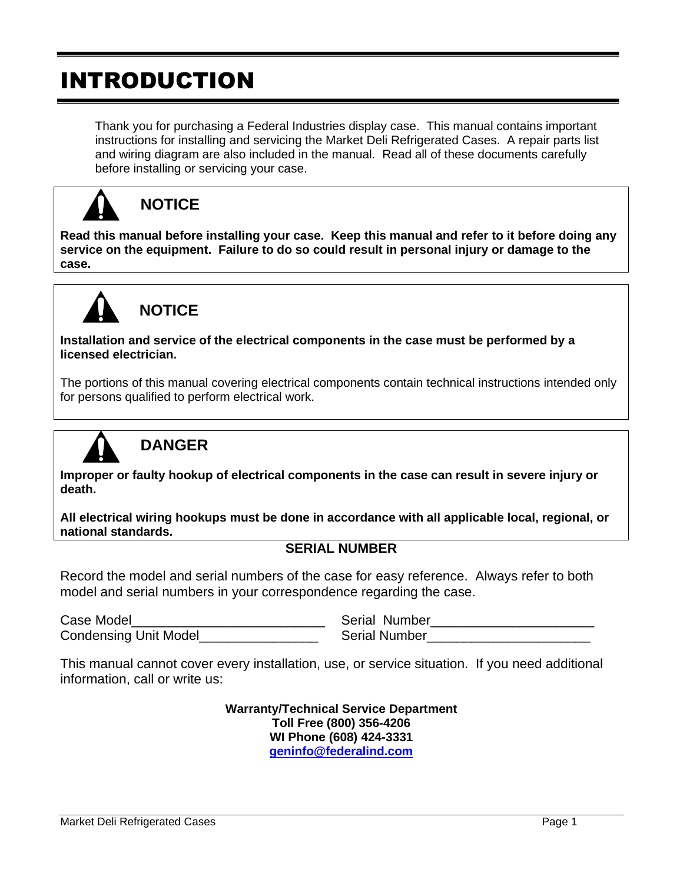# INTRODUCTION

Thank you for purchasing a Federal Industries display case. This manual contains important instructions for installing and servicing the Market Deli Refrigerated Cases. A repair parts list and wiring diagram are also included in the manual. Read all of these documents carefully before installing or servicing your case.

## NOTICE

**Read this manual before installing your case. Keep this manual and refer to it before doing any service on the equipment. Failure to do so could result in personal injury or damage to the case.**

## NOTICE

**Installation and service of the electrical components in the case must be performed by a licensed electrician.**

The portions of this manual covering electrical components contain technical instructions intended only for persons qualified to perform electrical work.

## DANGER

**Improper or faulty hookup of electrical components in the case can result in severe injury or death.**

**All electrical wiring hookups must be done in accordance with all applicable local, regional, or national standards.**

### SERIAL NUMBER

Record the model and serial numbers of the case for easy reference. Always refer to both model and serial numbers in your correspondence regarding the case.

Case Model__________________________ Serial Number______________________

Condensing Unit Model________________ Serial Number______________________

This manual cannot cover every installation, use, or service situation. If you need additional information, call or write us:

**Warranty/Technical Service Department**
**Toll Free (800) 356-4206**
**WI Phone (608) 424-3331**
**geninfo@federalind.com**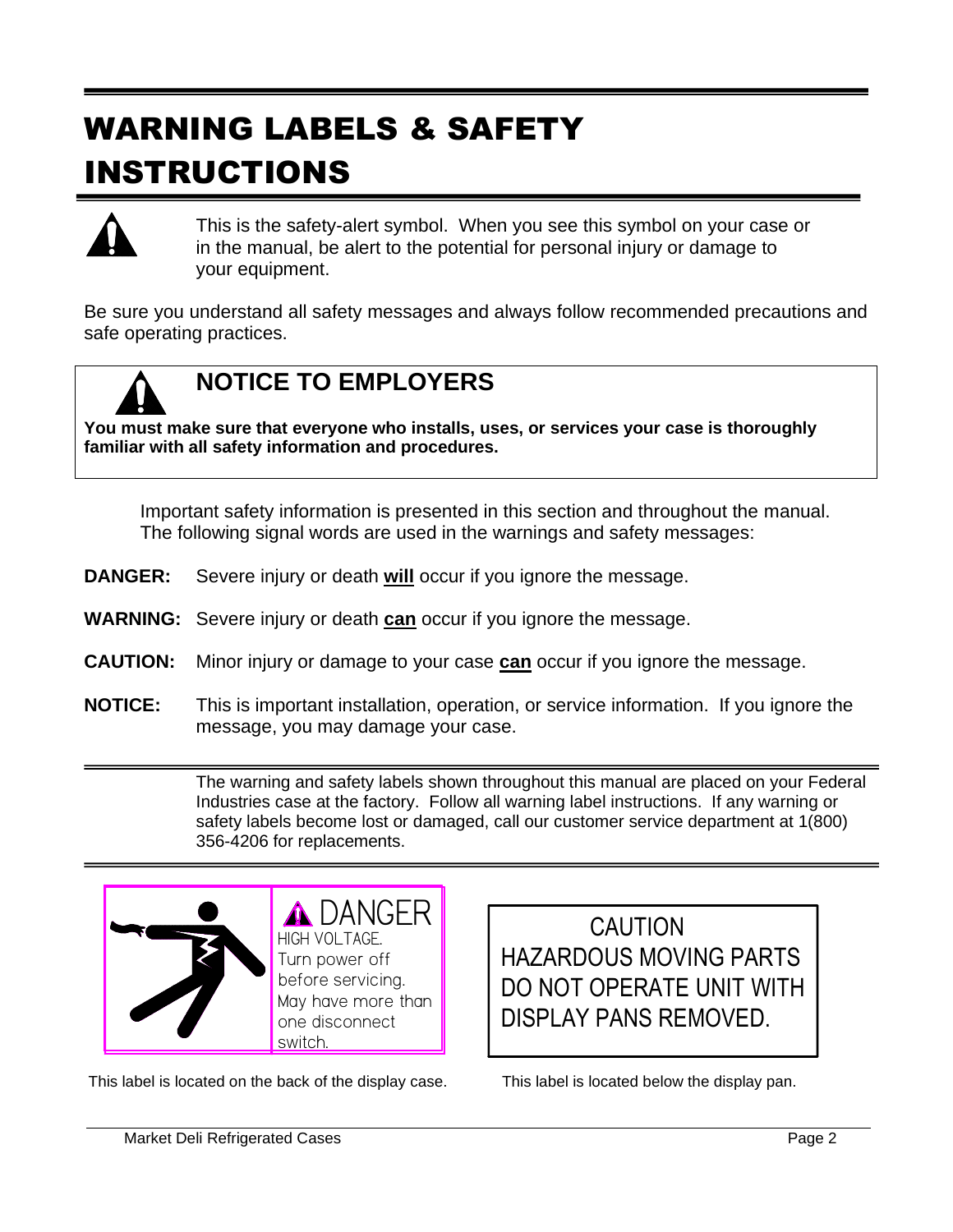# WARNING LABELS & SAFETY INSTRUCTIONS

This is the safety-alert symbol. When you see this symbol on your case or in the manual, be alert to the potential for personal injury or damage to your equipment.

Be sure you understand all safety messages and always follow recommended precautions and safe operating practices.

## NOTICE TO EMPLOYERS

**You must make sure that everyone who installs, uses, or services your case is thoroughly familiar with all safety information and procedures.**

Important safety information is presented in this section and throughout the manual. The following signal words are used in the warnings and safety messages:

**DANGER:** Severe injury or death **will** occur if you ignore the message.

**WARNING:** Severe injury or death **can** occur if you ignore the message.

**CAUTION:** Minor injury or damage to your case **can** occur if you ignore the message.

**NOTICE:** This is important installation, operation, or service information. If you ignore the message, you may damage your case.

The warning and safety labels shown throughout this manual are placed on your Federal Industries case at the factory. Follow all warning label instructions. If any warning or safety labels become lost or damaged, call our customer service department at 1(800) 356-4206 for replacements.

DANGER
HIGH VOLTAGE.
Turn power off before servicing.
May have more than one disconnect switch.

This label is located on the back of the display case.

CAUTION
HAZARDOUS MOVING PARTS
DO NOT OPERATE UNIT WITH DISPLAY PANS REMOVED.

This label is located below the display pan.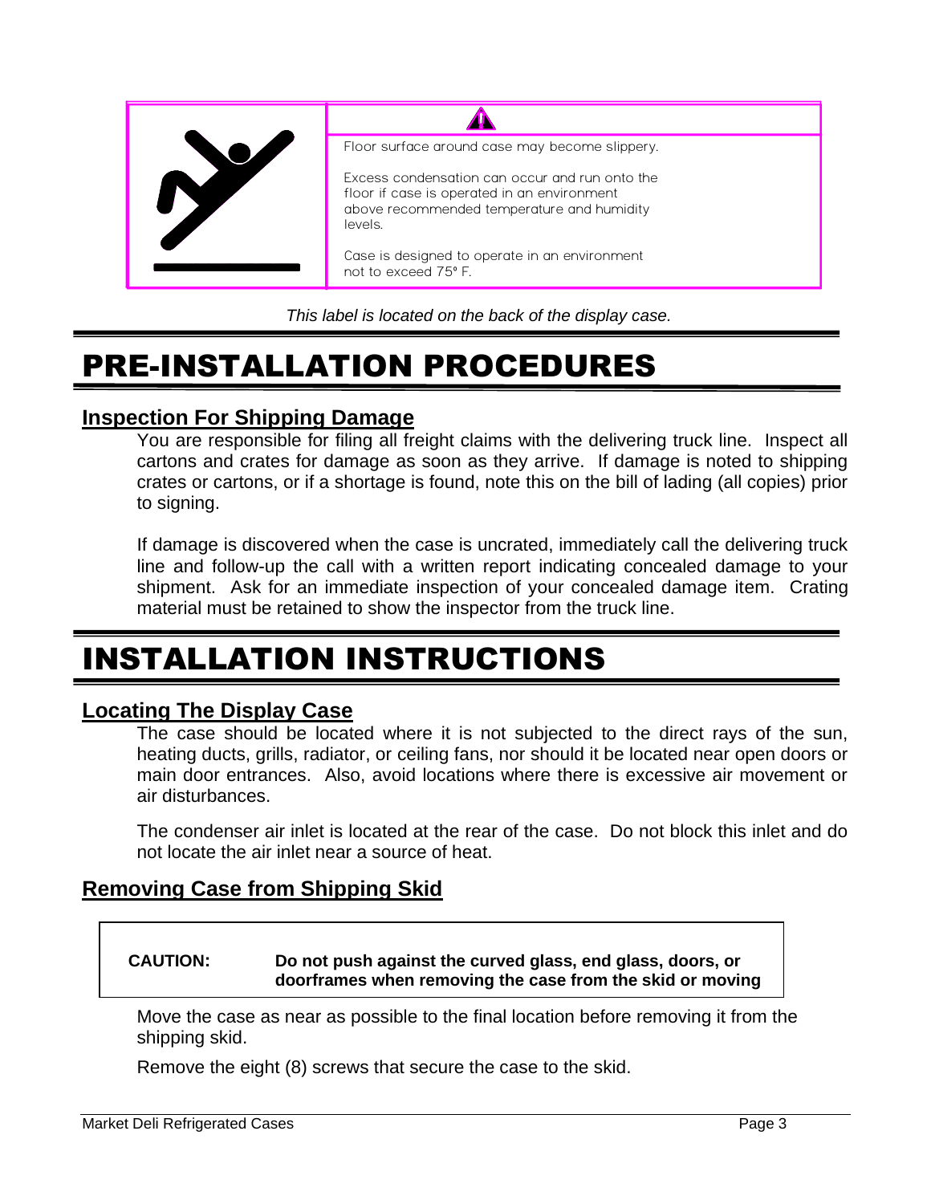| | ⚠ |
|---|---|
| | Floor surface around case may become slippery.<br><br>Excess condensation can occur and run onto the floor if case is operated in an environment above recommended temperature and humidity levels.<br><br>Case is designed to operate in an environment not to exceed 75° F. |

*This label is located on the back of the display case.*

# PRE-INSTALLATION PROCEDURES

## Inspection For Shipping Damage

You are responsible for filing all freight claims with the delivering truck line. Inspect all cartons and crates for damage as soon as they arrive. If damage is noted to shipping crates or cartons, or if a shortage is found, note this on the bill of lading (all copies) prior to signing.

If damage is discovered when the case is uncrated, immediately call the delivering truck line and follow-up the call with a written report indicating concealed damage to your shipment. Ask for an immediate inspection of your concealed damage item. Crating material must be retained to show the inspector from the truck line.

# INSTALLATION INSTRUCTIONS

## Locating The Display Case

The case should be located where it is not subjected to the direct rays of the sun, heating ducts, grills, radiator, or ceiling fans, nor should it be located near open doors or main door entrances. Also, avoid locations where there is excessive air movement or air disturbances.

The condenser air inlet is located at the rear of the case. Do not block this inlet and do not locate the air inlet near a source of heat.

## Removing Case from Shipping Skid

| **CAUTION:** | **Do not push against the curved glass, end glass, doors, or doorframes when removing the case from the skid or moving** |
|---|---|

Move the case as near as possible to the final location before removing it from the shipping skid.

Remove the eight (8) screws that secure the case to the skid.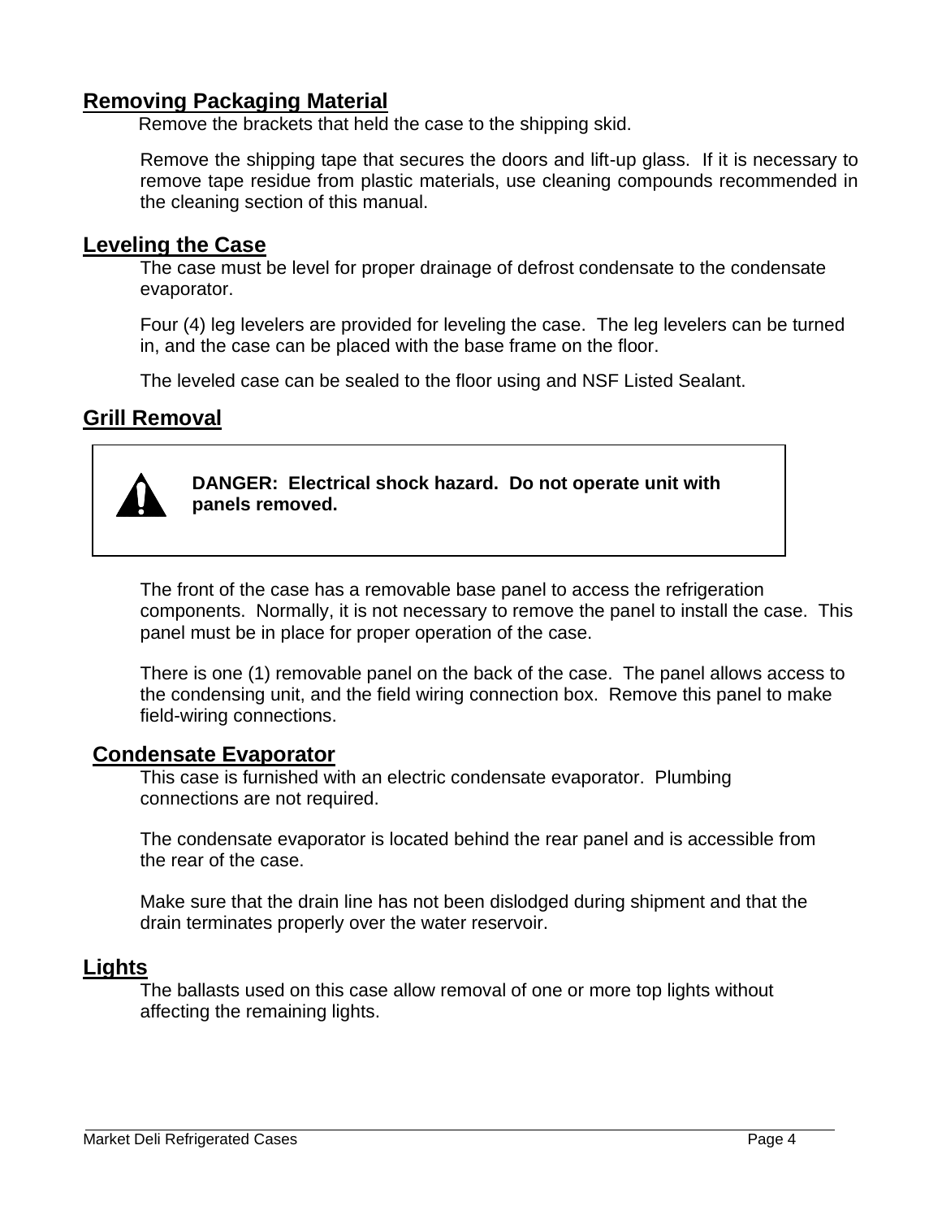## Removing Packaging Material

Remove the brackets that held the case to the shipping skid.

Remove the shipping tape that secures the doors and lift-up glass. If it is necessary to remove tape residue from plastic materials, use cleaning compounds recommended in the cleaning section of this manual.

## Leveling the Case

The case must be level for proper drainage of defrost condensate to the condensate evaporator.

Four (4) leg levelers are provided for leveling the case. The leg levelers can be turned in, and the case can be placed with the base frame on the floor.

The leveled case can be sealed to the floor using and NSF Listed Sealant.

## Grill Removal

> **DANGER: Electrical shock hazard. Do not operate unit with panels removed.**

The front of the case has a removable base panel to access the refrigeration components. Normally, it is not necessary to remove the panel to install the case. This panel must be in place for proper operation of the case.

There is one (1) removable panel on the back of the case. The panel allows access to the condensing unit, and the field wiring connection box. Remove this panel to make field-wiring connections.

## Condensate Evaporator

This case is furnished with an electric condensate evaporator. Plumbing connections are not required.

The condensate evaporator is located behind the rear panel and is accessible from the rear of the case.

Make sure that the drain line has not been dislodged during shipment and that the drain terminates properly over the water reservoir.

## Lights

The ballasts used on this case allow removal of one or more top lights without affecting the remaining lights.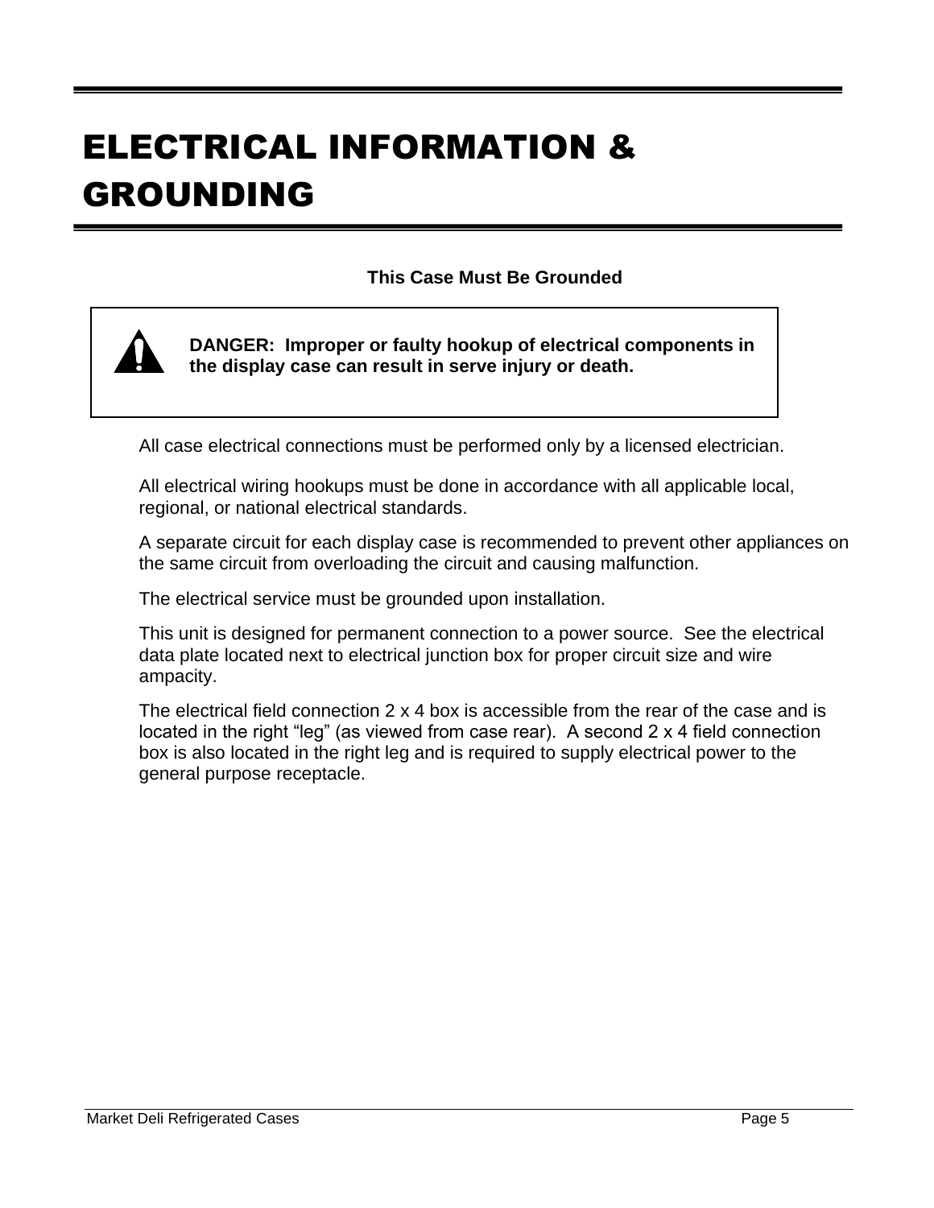# ELECTRICAL INFORMATION & GROUNDING

**This Case Must Be Grounded**

**DANGER: Improper or faulty hookup of electrical components in the display case can result in serve injury or death.**

All case electrical connections must be performed only by a licensed electrician.

All electrical wiring hookups must be done in accordance with all applicable local, regional, or national electrical standards.

A separate circuit for each display case is recommended to prevent other appliances on the same circuit from overloading the circuit and causing malfunction.

The electrical service must be grounded upon installation.

This unit is designed for permanent connection to a power source. See the electrical data plate located next to electrical junction box for proper circuit size and wire ampacity.

The electrical field connection 2 x 4 box is accessible from the rear of the case and is located in the right "leg" (as viewed from case rear). A second 2 x 4 field connection box is also located in the right leg and is required to supply electrical power to the general purpose receptacle.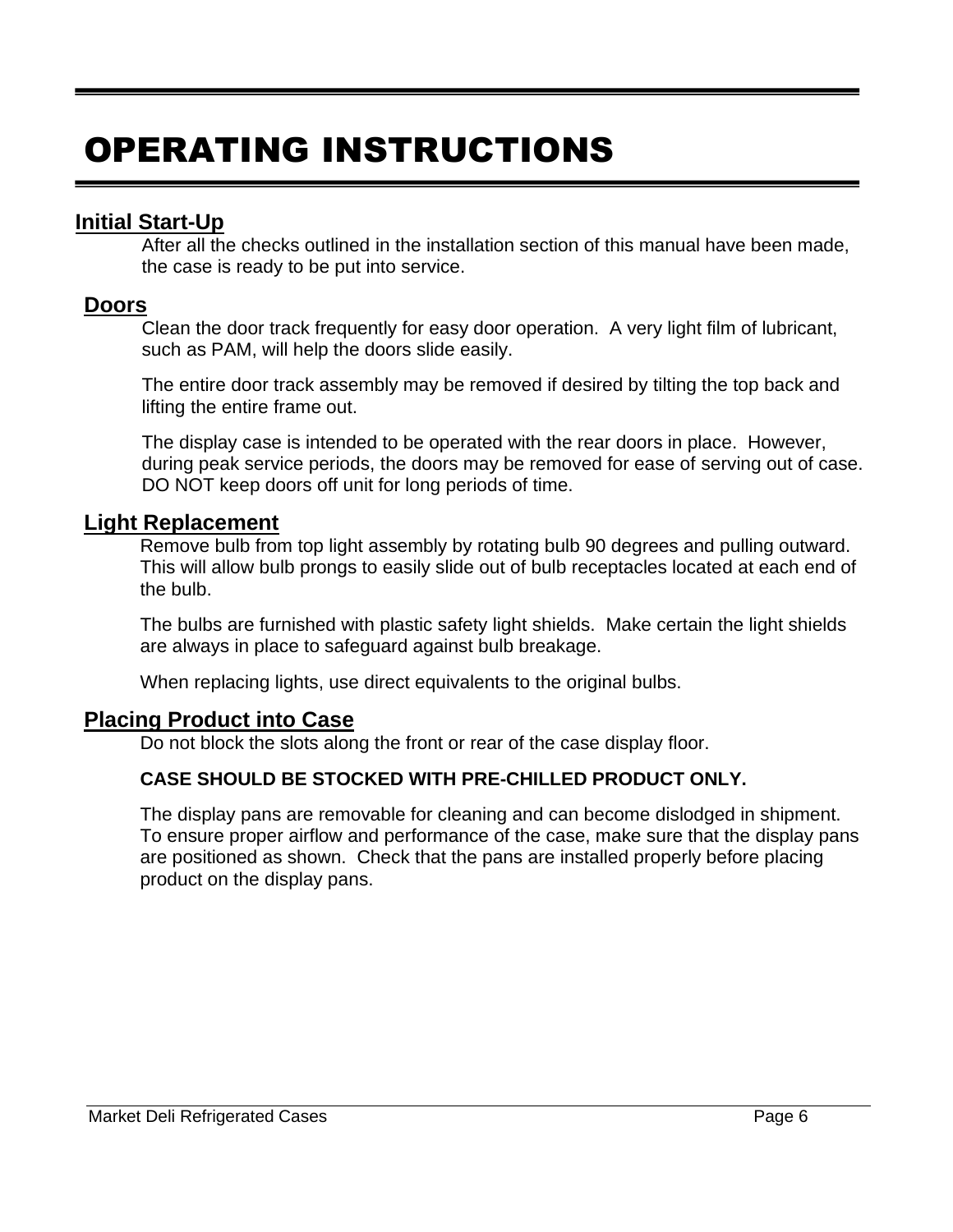# OPERATING INSTRUCTIONS

## Initial Start-Up

After all the checks outlined in the installation section of this manual have been made, the case is ready to be put into service.

## Doors

Clean the door track frequently for easy door operation. A very light film of lubricant, such as PAM, will help the doors slide easily.

The entire door track assembly may be removed if desired by tilting the top back and lifting the entire frame out.

The display case is intended to be operated with the rear doors in place. However, during peak service periods, the doors may be removed for ease of serving out of case. DO NOT keep doors off unit for long periods of time.

## Light Replacement

Remove bulb from top light assembly by rotating bulb 90 degrees and pulling outward. This will allow bulb prongs to easily slide out of bulb receptacles located at each end of the bulb.

The bulbs are furnished with plastic safety light shields. Make certain the light shields are always in place to safeguard against bulb breakage.

When replacing lights, use direct equivalents to the original bulbs.

## Placing Product into Case

Do not block the slots along the front or rear of the case display floor.

**CASE SHOULD BE STOCKED WITH PRE-CHILLED PRODUCT ONLY.**

The display pans are removable for cleaning and can become dislodged in shipment. To ensure proper airflow and performance of the case, make sure that the display pans are positioned as shown. Check that the pans are installed properly before placing product on the display pans.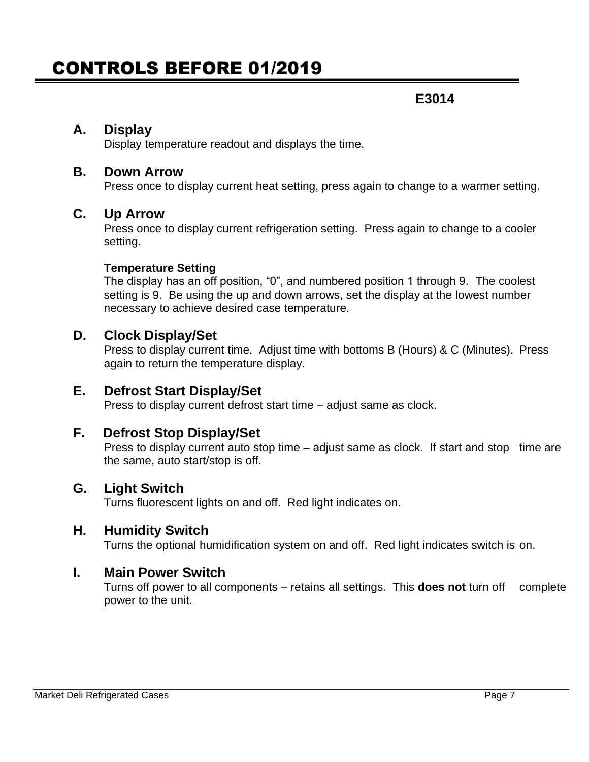# CONTROLS BEFORE 01/2019

**E3014**

### A. Display

Display temperature readout and displays the time.

### B. Down Arrow

Press once to display current heat setting, press again to change to a warmer setting.

### C. Up Arrow

Press once to display current refrigeration setting. Press again to change to a cooler setting.

**Temperature Setting**

The display has an off position, “0”, and numbered position 1 through 9. The coolest setting is 9. Be using the up and down arrows, set the display at the lowest number necessary to achieve desired case temperature.

### D. Clock Display/Set

Press to display current time. Adjust time with bottoms B (Hours) & C (Minutes). Press again to return the temperature display.

### E. Defrost Start Display/Set

Press to display current defrost start time – adjust same as clock.

### F. Defrost Stop Display/Set

Press to display current auto stop time – adjust same as clock. If start and stop time are the same, auto start/stop is off.

### G. Light Switch

Turns fluorescent lights on and off. Red light indicates on.

### H. Humidity Switch

Turns the optional humidification system on and off. Red light indicates switch is on.

### I. Main Power Switch

Turns off power to all components – retains all settings. This **does not** turn off complete power to the unit.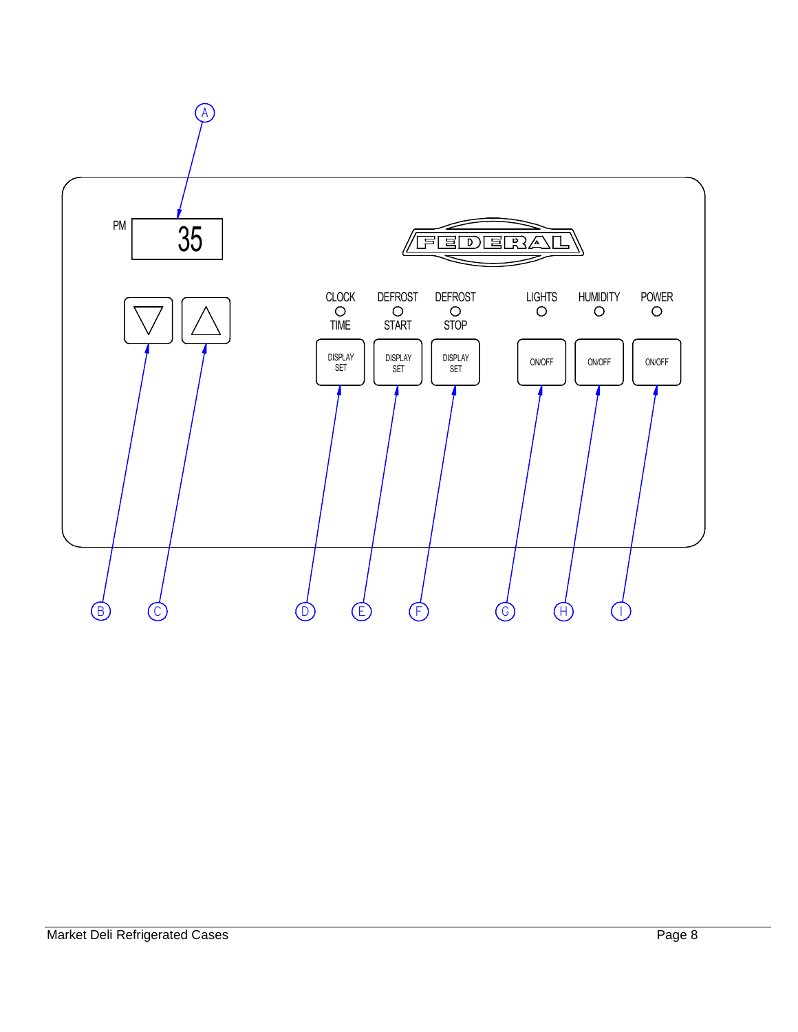PM 35

CLOCK TIME — DISPLAY SET

DEFROST START — DISPLAY SET

DEFROST STOP — DISPLAY SET

LIGHTS — ON/OFF

HUMIDITY — ON/OFF

POWER — ON/OFF

A B C D E F G H I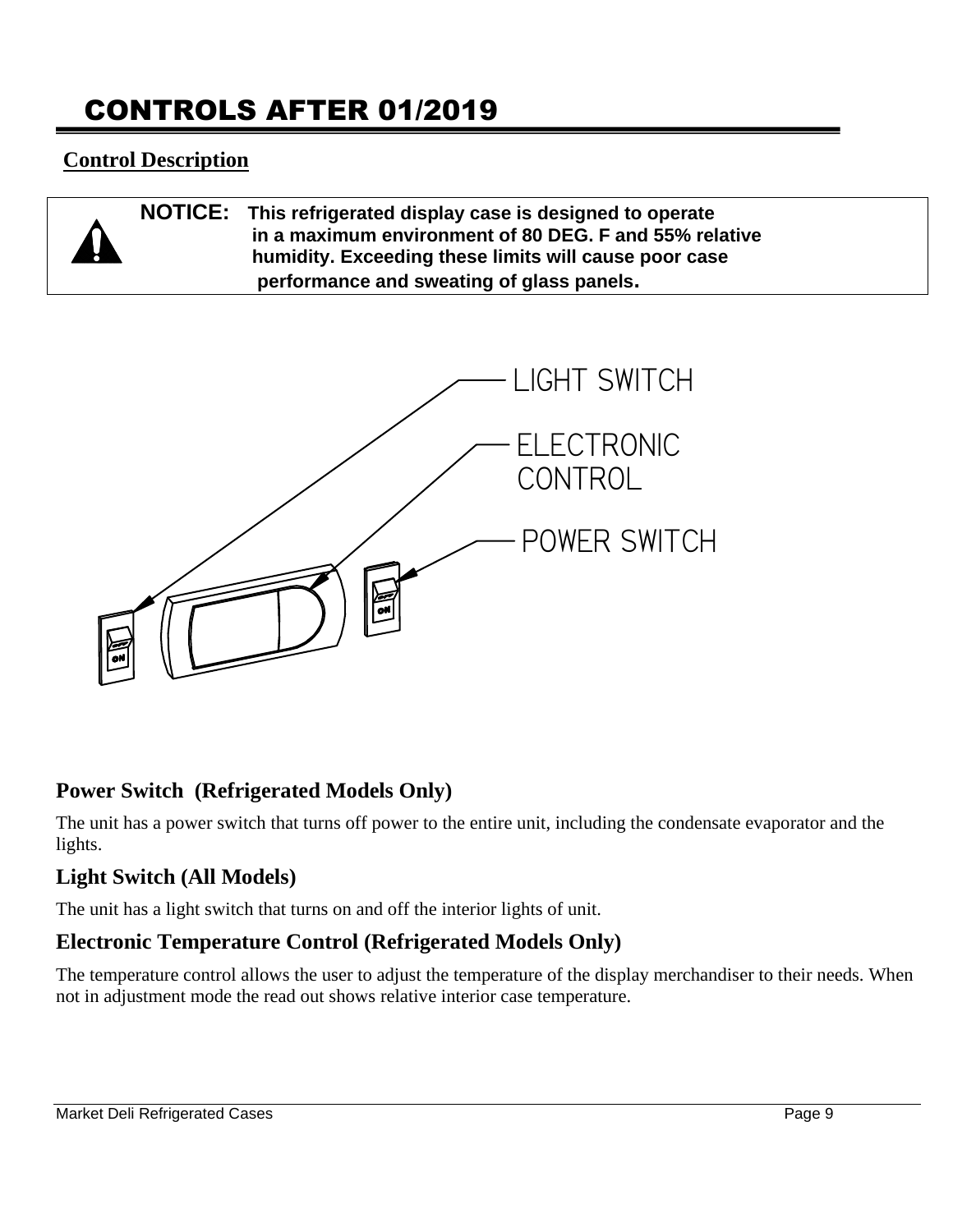# CONTROLS AFTER 01/2019

## Control Description

> **NOTICE:** **This refrigerated display case is designed to operate in a maximum environment of 80 DEG. F and 55% relative humidity. Exceeding these limits will cause poor case performance and sweating of glass panels.**

LIGHT SWITCH

ELECTRONIC CONTROL

POWER SWITCH

### Power Switch (Refrigerated Models Only)

The unit has a power switch that turns off power to the entire unit, including the condensate evaporator and the lights.

### Light Switch (All Models)

The unit has a light switch that turns on and off the interior lights of unit.

### Electronic Temperature Control (Refrigerated Models Only)

The temperature control allows the user to adjust the temperature of the display merchandiser to their needs. When not in adjustment mode the read out shows relative interior case temperature.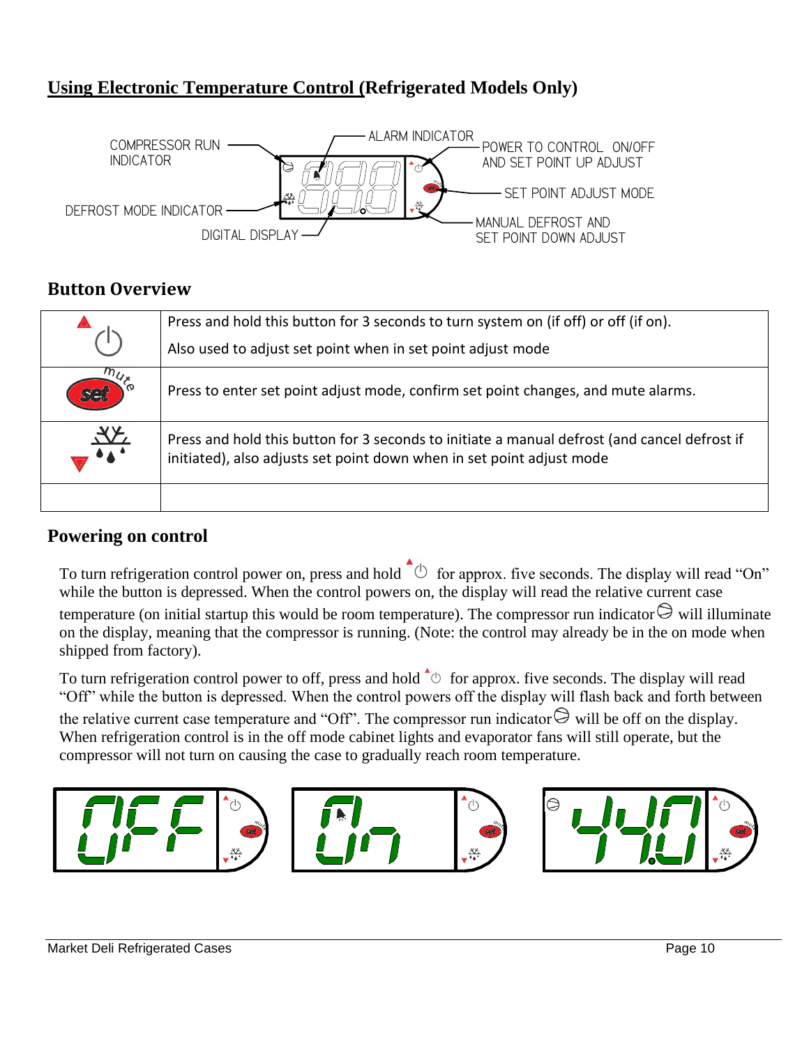## Using Electronic Temperature Control (Refrigerated Models Only)

COMPRESSOR RUN INDICATOR

ALARM INDICATOR

POWER TO CONTROL ON/OFF AND SET POINT UP ADJUST

SET POINT ADJUST MODE

DEFROST MODE INDICATOR

DIGITAL DISPLAY

MANUAL DEFROST AND SET POINT DOWN ADJUST

## Button Overview

| | |
|---|---|
| ▲ ⏻ | Press and hold this button for 3 seconds to turn system on (if off) or off (if on).<br><br>Also used to adjust set point when in set point adjust mode |
| set (mute) | Press to enter set point adjust mode, confirm set point changes, and mute alarms. |
| ▼ (defrost) | Press and hold this button for 3 seconds to initiate a manual defrost (and cancel defrost if initiated), also adjusts set point down when in set point adjust mode |
| | |

## Powering on control

To turn refrigeration control power on, press and hold ▲⏻ for approx. five seconds. The display will read "On" while the button is depressed. When the control powers on, the display will read the relative current case temperature (on initial startup this would be room temperature). The compressor run indicator will illuminate on the display, meaning that the compressor is running. (Note: the control may already be in the on mode when shipped from factory).

To turn refrigeration control power to off, press and hold ▲⏻ for approx. five seconds. The display will read "Off" while the button is depressed. When the control powers off the display will flash back and forth between the relative current case temperature and "Off". The compressor run indicator will be off on the display. When refrigeration control is in the off mode cabinet lights and evaporator fans will still operate, but the compressor will not turn on causing the case to gradually reach room temperature.

OFF

On

44.0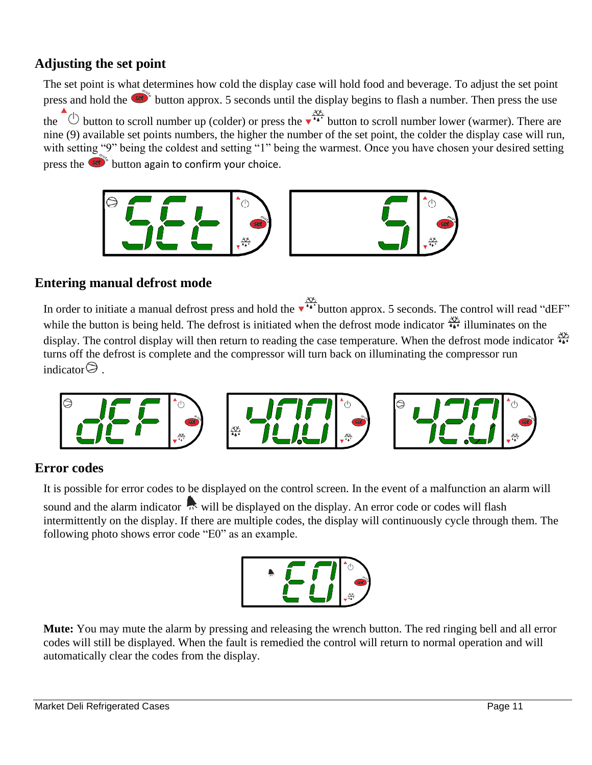## Adjusting the set point

The set point is what determines how cold the display case will hold food and beverage. To adjust the set point press and hold the set button approx. 5 seconds until the display begins to flash a number. Then press the use the ⏻ button to scroll number up (colder) or press the ❄ button to scroll number lower (warmer). There are nine (9) available set points numbers, the higher the number of the set point, the colder the display case will run, with setting "9" being the coldest and setting "1" being the warmest. Once you have chosen your desired setting press the set button again to confirm your choice.

## Entering manual defrost mode

In order to initiate a manual defrost press and hold the ❄ button approx. 5 seconds. The control will read "dEF" while the button is being held. The defrost is initiated when the defrost mode indicator ❄ illuminates on the display. The control display will then return to reading the case temperature. When the defrost mode indicator ❄ turns off the defrost is complete and the compressor will turn back on illuminating the compressor run indicator.

## Error codes

It is possible for error codes to be displayed on the control screen. In the event of a malfunction an alarm will sound and the alarm indicator will be displayed on the display. An error code or codes will flash intermittently on the display. If there are multiple codes, the display will continuously cycle through them. The following photo shows error code "E0" as an example.

**Mute:** You may mute the alarm by pressing and releasing the wrench button. The red ringing bell and all error codes will still be displayed. When the fault is remedied the control will return to normal operation and will automatically clear the codes from the display.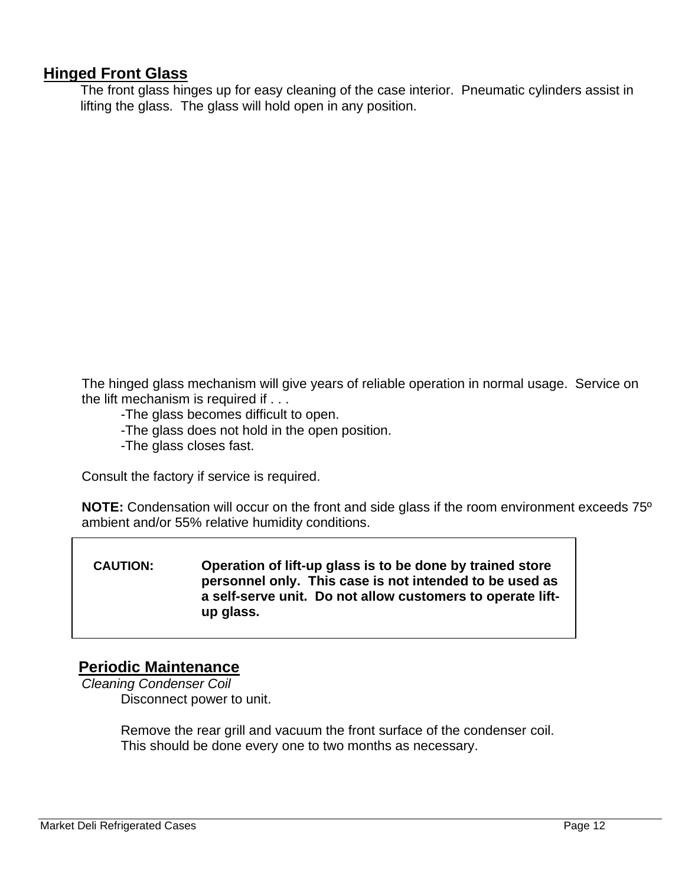## Hinged Front Glass

The front glass hinges up for easy cleaning of the case interior. Pneumatic cylinders assist in lifting the glass. The glass will hold open in any position.

The hinged glass mechanism will give years of reliable operation in normal usage. Service on the lift mechanism is required if . . .

- -The glass becomes difficult to open.
- -The glass does not hold in the open position.
- -The glass closes fast.

Consult the factory if service is required.

**NOTE:** Condensation will occur on the front and side glass if the room environment exceeds 75º ambient and/or 55% relative humidity conditions.

| **CAUTION:** | **Operation of lift-up glass is to be done by trained store personnel only. This case is not intended to be used as a self-serve unit. Do not allow customers to operate lift-up glass.** |
|---|---|

## Periodic Maintenance

*Cleaning Condenser Coil*

Disconnect power to unit.

Remove the rear grill and vacuum the front surface of the condenser coil. This should be done every one to two months as necessary.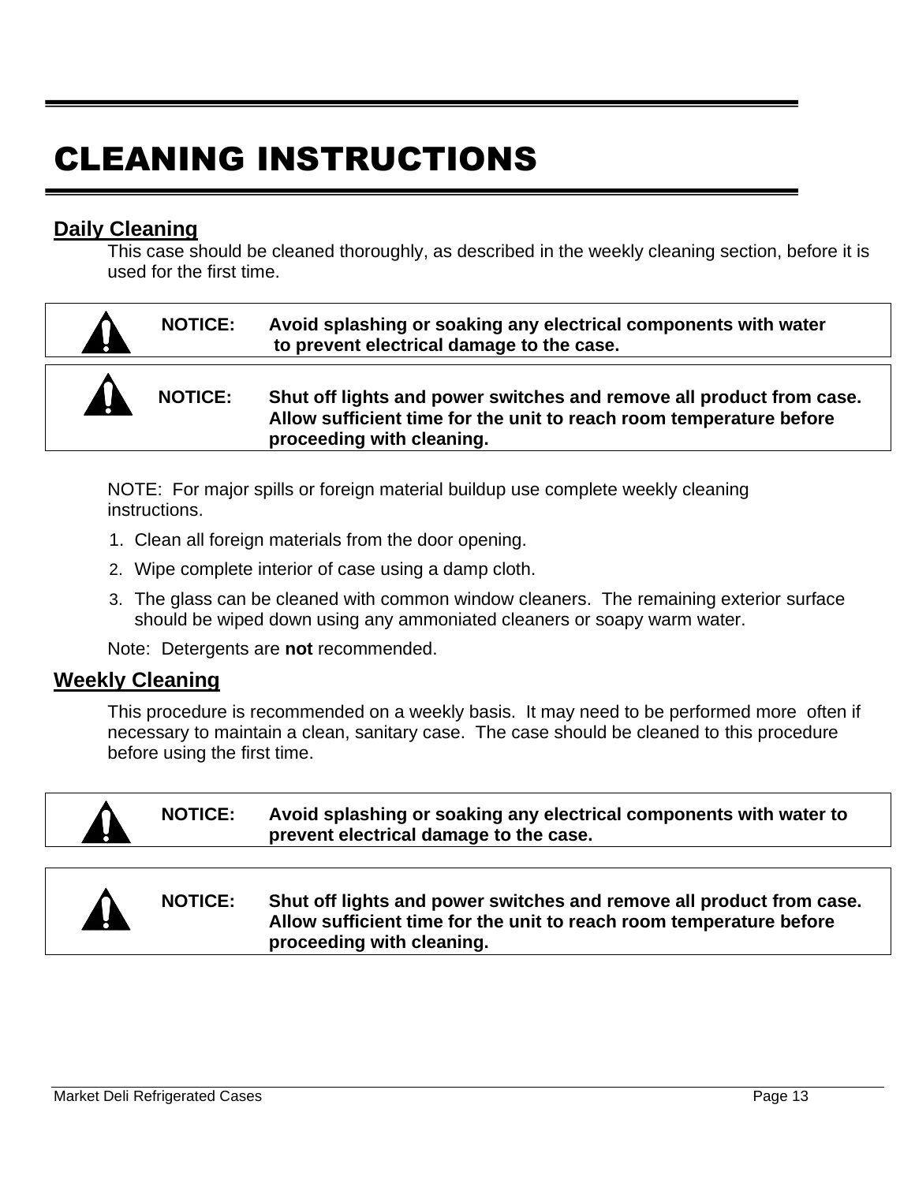# CLEANING INSTRUCTIONS

## Daily Cleaning

This case should be cleaned thoroughly, as described in the weekly cleaning section, before it is used for the first time.

> **NOTICE: Avoid splashing or soaking any electrical components with water to prevent electrical damage to the case.**

> **NOTICE: Shut off lights and power switches and remove all product from case. Allow sufficient time for the unit to reach room temperature before proceeding with cleaning.**

NOTE: For major spills or foreign material buildup use complete weekly cleaning instructions.

1. Clean all foreign materials from the door opening.
2. Wipe complete interior of case using a damp cloth.
3. The glass can be cleaned with common window cleaners. The remaining exterior surface should be wiped down using any ammoniated cleaners or soapy warm water.

Note: Detergents are **not** recommended.

## Weekly Cleaning

This procedure is recommended on a weekly basis. It may need to be performed more often if necessary to maintain a clean, sanitary case. The case should be cleaned to this procedure before using the first time.

> **NOTICE: Avoid splashing or soaking any electrical components with water to prevent electrical damage to the case.**

> **NOTICE: Shut off lights and power switches and remove all product from case. Allow sufficient time for the unit to reach room temperature before proceeding with cleaning.**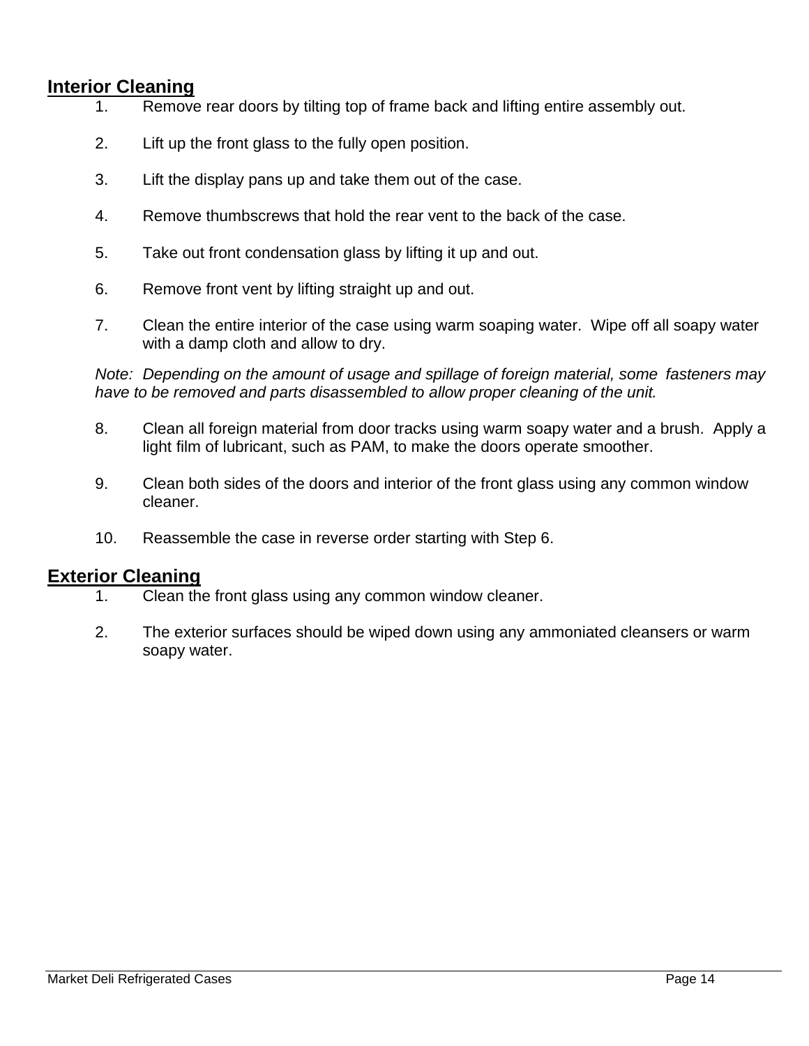## Interior Cleaning

1. Remove rear doors by tilting top of frame back and lifting entire assembly out.

2. Lift up the front glass to the fully open position.

3. Lift the display pans up and take them out of the case.

4. Remove thumbscrews that hold the rear vent to the back of the case.

5. Take out front condensation glass by lifting it up and out.

6. Remove front vent by lifting straight up and out.

7. Clean the entire interior of the case using warm soaping water. Wipe off all soapy water with a damp cloth and allow to dry.

*Note: Depending on the amount of usage and spillage of foreign material, some fasteners may have to be removed and parts disassembled to allow proper cleaning of the unit.*

8. Clean all foreign material from door tracks using warm soapy water and a brush. Apply a light film of lubricant, such as PAM, to make the doors operate smoother.

9. Clean both sides of the doors and interior of the front glass using any common window cleaner.

10. Reassemble the case in reverse order starting with Step 6.

## Exterior Cleaning

1. Clean the front glass using any common window cleaner.

2. The exterior surfaces should be wiped down using any ammoniated cleansers or warm soapy water.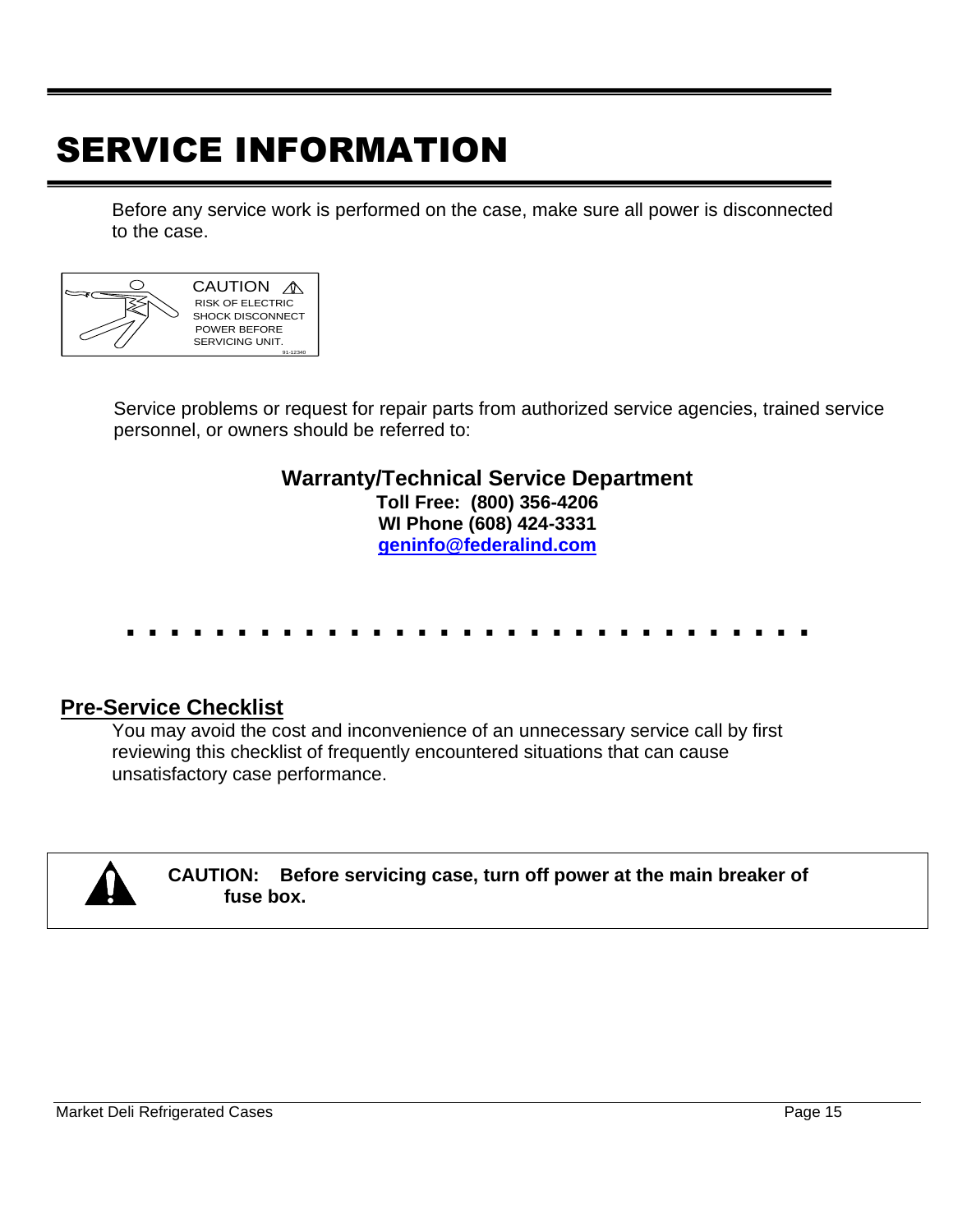# SERVICE INFORMATION

Before any service work is performed on the case, make sure all power is disconnected to the case.

CAUTION
RISK OF ELECTRIC SHOCK DISCONNECT POWER BEFORE SERVICING UNIT.
91-12340

Service problems or request for repair parts from authorized service agencies, trained service personnel, or owners should be referred to:

**Warranty/Technical Service Department**
**Toll Free: (800) 356-4206**
**WI Phone (608) 424-3331**
**geninfo@federalind.com**

## Pre-Service Checklist

You may avoid the cost and inconvenience of an unnecessary service call by first reviewing this checklist of frequently encountered situations that can cause unsatisfactory case performance.

**CAUTION: Before servicing case, turn off power at the main breaker of fuse box.**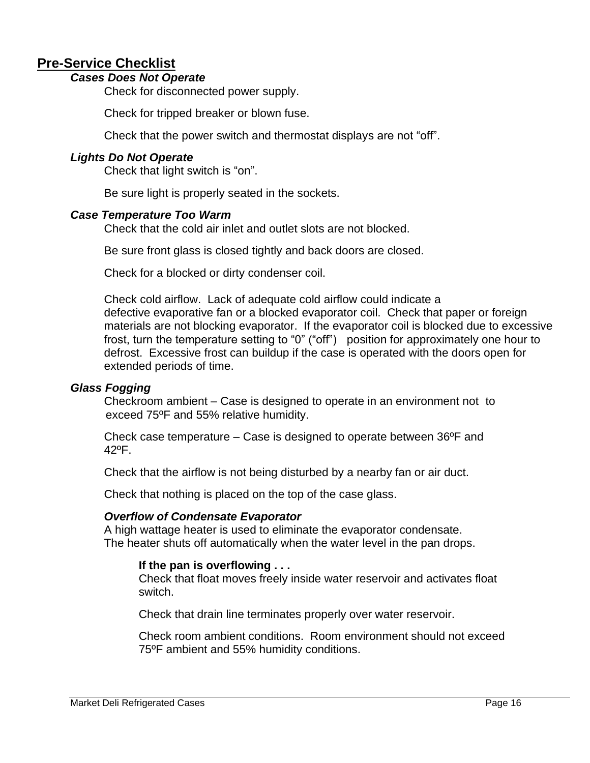## Pre-Service Checklist

### *Cases Does Not Operate*

Check for disconnected power supply.

Check for tripped breaker or blown fuse.

Check that the power switch and thermostat displays are not “off”.

### *Lights Do Not Operate*

Check that light switch is “on”.

Be sure light is properly seated in the sockets.

### *Case Temperature Too Warm*

Check that the cold air inlet and outlet slots are not blocked.

Be sure front glass is closed tightly and back doors are closed.

Check for a blocked or dirty condenser coil.

Check cold airflow. Lack of adequate cold airflow could indicate a defective evaporative fan or a blocked evaporator coil. Check that paper or foreign materials are not blocking evaporator. If the evaporator coil is blocked due to excessive frost, turn the temperature setting to “0” (“off”) position for approximately one hour to defrost. Excessive frost can buildup if the case is operated with the doors open for extended periods of time.

### *Glass Fogging*

Checkroom ambient – Case is designed to operate in an environment not to exceed 75ºF and 55% relative humidity.

Check case temperature – Case is designed to operate between 36ºF and 42ºF.

Check that the airflow is not being disturbed by a nearby fan or air duct.

Check that nothing is placed on the top of the case glass.

### *Overflow of Condensate Evaporator*

A high wattage heater is used to eliminate the evaporator condensate. The heater shuts off automatically when the water level in the pan drops.

**If the pan is overflowing . . .**

Check that float moves freely inside water reservoir and activates float switch.

Check that drain line terminates properly over water reservoir.

Check room ambient conditions. Room environment should not exceed 75ºF ambient and 55% humidity conditions.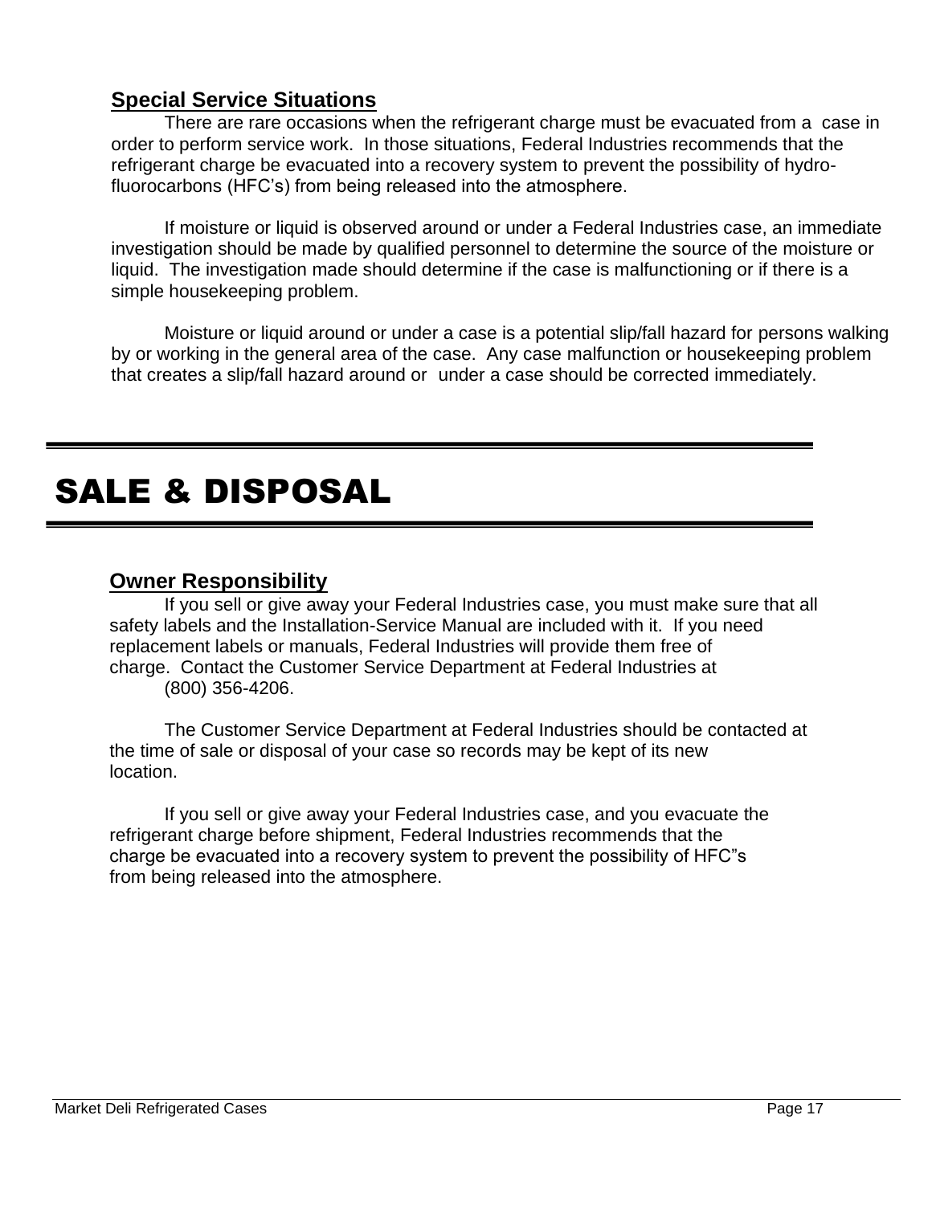### Special Service Situations

There are rare occasions when the refrigerant charge must be evacuated from a case in order to perform service work. In those situations, Federal Industries recommends that the refrigerant charge be evacuated into a recovery system to prevent the possibility of hydro-fluorocarbons (HFC's) from being released into the atmosphere.

If moisture or liquid is observed around or under a Federal Industries case, an immediate investigation should be made by qualified personnel to determine the source of the moisture or liquid. The investigation made should determine if the case is malfunctioning or if there is a simple housekeeping problem.

Moisture or liquid around or under a case is a potential slip/fall hazard for persons walking by or working in the general area of the case. Any case malfunction or housekeeping problem that creates a slip/fall hazard around or under a case should be corrected immediately.

# SALE & DISPOSAL

### Owner Responsibility

If you sell or give away your Federal Industries case, you must make sure that all safety labels and the Installation-Service Manual are included with it. If you need replacement labels or manuals, Federal Industries will provide them free of charge. Contact the Customer Service Department at Federal Industries at (800) 356-4206.

The Customer Service Department at Federal Industries should be contacted at the time of sale or disposal of your case so records may be kept of its new location.

If you sell or give away your Federal Industries case, and you evacuate the refrigerant charge before shipment, Federal Industries recommends that the charge be evacuated into a recovery system to prevent the possibility of HFC"s from being released into the atmosphere.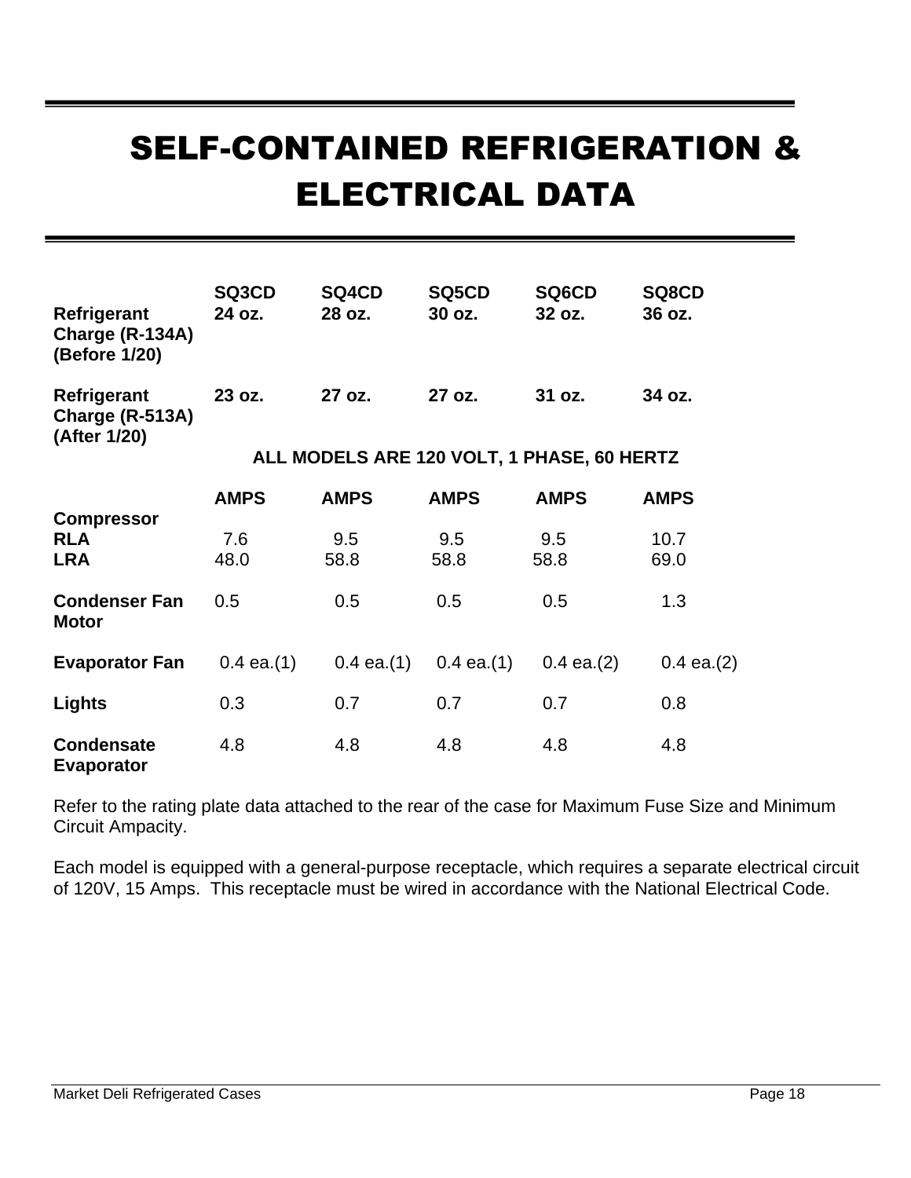# SELF-CONTAINED REFRIGERATION & ELECTRICAL DATA

| | SQ3CD | SQ4CD | SQ5CD | SQ6CD | SQ8CD |
|---|---|---|---|---|---|
| **Refrigerant Charge (R-134A) (Before 1/20)** | **24 oz.** | **28 oz.** | **30 oz.** | **32 oz.** | **36 oz.** |
| **Refrigerant Charge (R-513A) (After 1/20)** | **23 oz.** | **27 oz.** | **27 oz.** | **31 oz.** | **34 oz.** |

**ALL MODELS ARE 120 VOLT, 1 PHASE, 60 HERTZ**

| | AMPS | AMPS | AMPS | AMPS | AMPS |
|---|---|---|---|---|---|
| **Compressor** | | | | | |
| **RLA** | 7.6 | 9.5 | 9.5 | 9.5 | 10.7 |
| **LRA** | 48.0 | 58.8 | 58.8 | 58.8 | 69.0 |
| **Condenser Fan Motor** | 0.5 | 0.5 | 0.5 | 0.5 | 1.3 |
| **Evaporator Fan** | 0.4 ea.(1) | 0.4 ea.(1) | 0.4 ea.(1) | 0.4 ea.(2) | 0.4 ea.(2) |
| **Lights** | 0.3 | 0.7 | 0.7 | 0.7 | 0.8 |
| **Condensate Evaporator** | 4.8 | 4.8 | 4.8 | 4.8 | 4.8 |

Refer to the rating plate data attached to the rear of the case for Maximum Fuse Size and Minimum Circuit Ampacity.

Each model is equipped with a general-purpose receptacle, which requires a separate electrical circuit of 120V, 15 Amps. This receptacle must be wired in accordance with the National Electrical Code.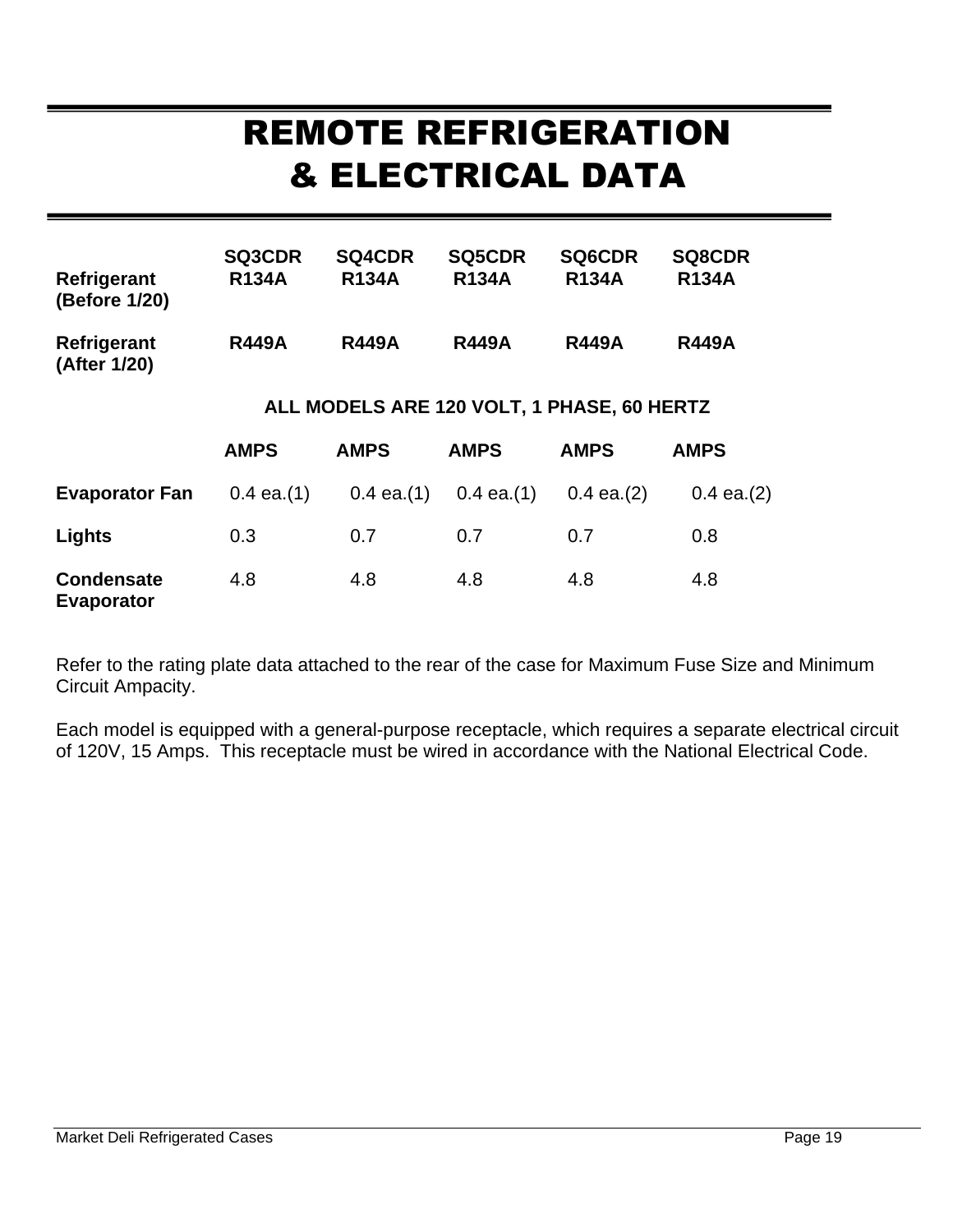# REMOTE REFRIGERATION & ELECTRICAL DATA

| | SQ3CDR | SQ4CDR | SQ5CDR | SQ6CDR | SQ8CDR |
|---|---|---|---|---|---|
| **Refrigerant (Before 1/20)** | **R134A** | **R134A** | **R134A** | **R134A** | **R134A** |
| **Refrigerant (After 1/20)** | **R449A** | **R449A** | **R449A** | **R449A** | **R449A** |

**ALL MODELS ARE 120 VOLT, 1 PHASE, 60 HERTZ**

| | AMPS | AMPS | AMPS | AMPS | AMPS |
|---|---|---|---|---|---|
| **Evaporator Fan** | 0.4 ea.(1) | 0.4 ea.(1) | 0.4 ea.(1) | 0.4 ea.(2) | 0.4 ea.(2) |
| **Lights** | 0.3 | 0.7 | 0.7 | 0.7 | 0.8 |
| **Condensate Evaporator** | 4.8 | 4.8 | 4.8 | 4.8 | 4.8 |

Refer to the rating plate data attached to the rear of the case for Maximum Fuse Size and Minimum Circuit Ampacity.

Each model is equipped with a general-purpose receptacle, which requires a separate electrical circuit of 120V, 15 Amps. This receptacle must be wired in accordance with the National Electrical Code.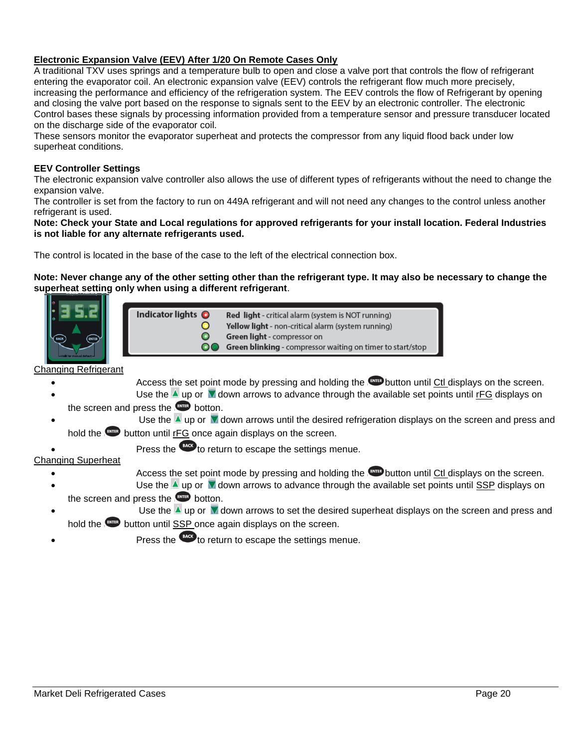## Electronic Expansion Valve (EEV) After 1/20 On Remote Cases Only

A traditional TXV uses springs and a temperature bulb to open and close a valve port that controls the flow of refrigerant entering the evaporator coil. An electronic expansion valve (EEV) controls the refrigerant flow much more precisely, increasing the performance and efficiency of the refrigeration system. The EEV controls the flow of Refrigerant by opening and closing the valve port based on the response to signals sent to the EEV by an electronic controller. The electronic Control bases these signals by processing information provided from a temperature sensor and pressure transducer located on the discharge side of the evaporator coil.

These sensors monitor the evaporator superheat and protects the compressor from any liquid flood back under low superheat conditions.

### EEV Controller Settings

The electronic expansion valve controller also allows the use of different types of refrigerants without the need to change the expansion valve.

The controller is set from the factory to run on 449A refrigerant and will not need any changes to the control unless another refrigerant is used.

**Note: Check your State and Local regulations for approved refrigerants for your install location. Federal Industries is not liable for any alternate refrigerants used.**

The control is located in the base of the case to the left of the electrical connection box.

**Note: Never change any of the other setting other than the refrigerant type. It may also be necessary to change the superheat setting only when using a different refrigerant**.

**Indicator lights**
- **Red light** - critical alarm (system is NOT running)
- **Yellow light** - non-critical alarm (system running)
- **Green light** - compressor on
- **Green blinking** - compressor waiting on timer to start/stop

Changing Refrigerant

- Access the set point mode by pressing and holding the ENTER button until Ctl displays on the screen.
- Use the up or down arrows to advance through the available set points until rFG displays on the screen and press the ENTER botton.
- Use the up or down arrows until the desired refrigeration displays on the screen and press and hold the ENTER button until rFG once again displays on the screen.
- Press the BACK to return to escape the settings menue.

Changing Superheat

- Access the set point mode by pressing and holding the ENTER button until Ctl displays on the screen.
- Use the up or down arrows to advance through the available set points until SSP displays on the screen and press the ENTER botton.
- Use the up or down arrows to set the desired superheat displays on the screen and press and hold the ENTER button until SSP once again displays on the screen.
- Press the BACK to return to escape the settings menue.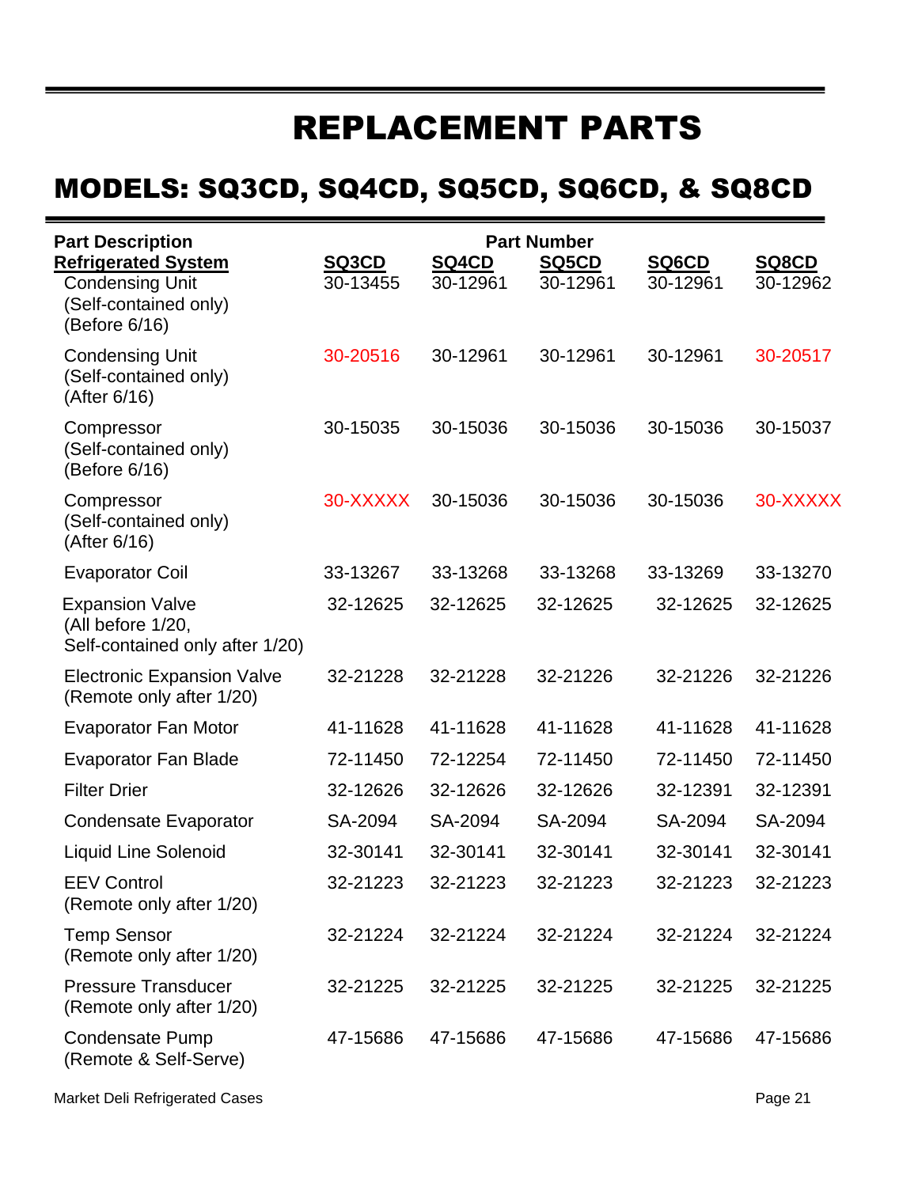# REPLACEMENT PARTS

## MODELS: SQ3CD, SQ4CD, SQ5CD, SQ6CD, & SQ8CD

| Part Description | Part Number | | | | |
|---|---|---|---|---|---|
| **Refrigerated System** | **SQ3CD** | **SQ4CD** | **SQ5CD** | **SQ6CD** | **SQ8CD** |
| Condensing Unit (Self-contained only) (Before 6/16) | 30-13455 | 30-12961 | 30-12961 | 30-12961 | 30-12962 |
| Condensing Unit (Self-contained only) (After 6/16) | 30-20516 | 30-12961 | 30-12961 | 30-12961 | 30-20517 |
| Compressor (Self-contained only) (Before 6/16) | 30-15035 | 30-15036 | 30-15036 | 30-15036 | 30-15037 |
| Compressor (Self-contained only) (After 6/16) | 30-XXXXX | 30-15036 | 30-15036 | 30-15036 | 30-XXXXX |
| Evaporator Coil | 33-13267 | 33-13268 | 33-13268 | 33-13269 | 33-13270 |
| Expansion Valve (All before 1/20, Self-contained only after 1/20) | 32-12625 | 32-12625 | 32-12625 | 32-12625 | 32-12625 |
| Electronic Expansion Valve (Remote only after 1/20) | 32-21228 | 32-21228 | 32-21226 | 32-21226 | 32-21226 |
| Evaporator Fan Motor | 41-11628 | 41-11628 | 41-11628 | 41-11628 | 41-11628 |
| Evaporator Fan Blade | 72-11450 | 72-12254 | 72-11450 | 72-11450 | 72-11450 |
| Filter Drier | 32-12626 | 32-12626 | 32-12626 | 32-12391 | 32-12391 |
| Condensate Evaporator | SA-2094 | SA-2094 | SA-2094 | SA-2094 | SA-2094 |
| Liquid Line Solenoid | 32-30141 | 32-30141 | 32-30141 | 32-30141 | 32-30141 |
| EEV Control (Remote only after 1/20) | 32-21223 | 32-21223 | 32-21223 | 32-21223 | 32-21223 |
| Temp Sensor (Remote only after 1/20) | 32-21224 | 32-21224 | 32-21224 | 32-21224 | 32-21224 |
| Pressure Transducer (Remote only after 1/20) | 32-21225 | 32-21225 | 32-21225 | 32-21225 | 32-21225 |
| Condensate Pump (Remote & Self-Serve) | 47-15686 | 47-15686 | 47-15686 | 47-15686 | 47-15686 |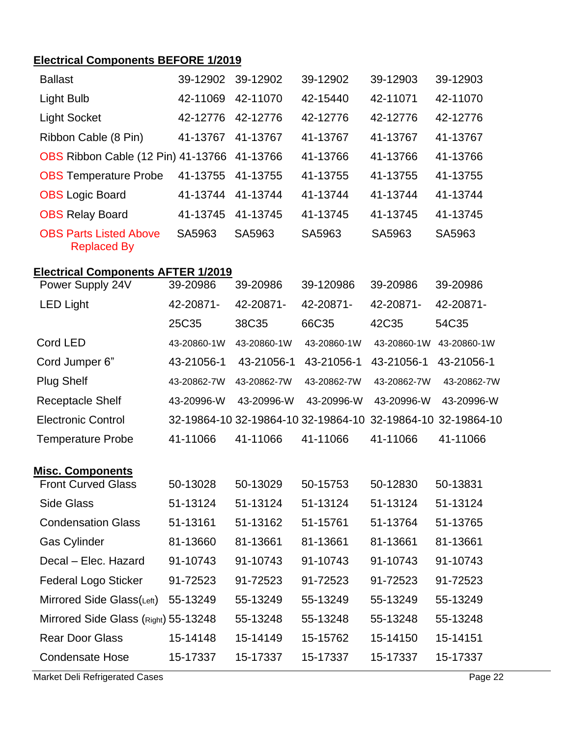**Electrical Components BEFORE 1/2019**

| | | | | | |
|---|---|---|---|---|---|
| Ballast | 39-12902 | 39-12902 | 39-12902 | 39-12903 | 39-12903 |
| Light Bulb | 42-11069 | 42-11070 | 42-15440 | 42-11071 | 42-11070 |
| Light Socket | 42-12776 | 42-12776 | 42-12776 | 42-12776 | 42-12776 |
| Ribbon Cable (8 Pin) | 41-13767 | 41-13767 | 41-13767 | 41-13767 | 41-13767 |
| OBS Ribbon Cable (12 Pin) | 41-13766 | 41-13766 | 41-13766 | 41-13766 | 41-13766 |
| OBS Temperature Probe | 41-13755 | 41-13755 | 41-13755 | 41-13755 | 41-13755 |
| OBS Logic Board | 41-13744 | 41-13744 | 41-13744 | 41-13744 | 41-13744 |
| OBS Relay Board | 41-13745 | 41-13745 | 41-13745 | 41-13745 | 41-13745 |
| OBS Parts Listed Above Replaced By | SA5963 | SA5963 | SA5963 | SA5963 | SA5963 |

**Electrical Components AFTER 1/2019**

| | | | | | |
|---|---|---|---|---|---|
| Power Supply 24V | 39-20986 | 39-20986 | 39-120986 | 39-20986 | 39-20986 |
| LED Light | 42-20871-25C35 | 42-20871-38C35 | 42-20871-66C35 | 42-20871-42C35 | 42-20871-54C35 |
| Cord LED | 43-20860-1W | 43-20860-1W | 43-20860-1W | 43-20860-1W | 43-20860-1W |
| Cord Jumper 6” | 43-21056-1 | 43-21056-1 | 43-21056-1 | 43-21056-1 | 43-21056-1 |
| Plug Shelf | 43-20862-7W | 43-20862-7W | 43-20862-7W | 43-20862-7W | 43-20862-7W |
| Receptacle Shelf | 43-20996-W | 43-20996-W | 43-20996-W | 43-20996-W | 43-20996-W |
| Electronic Control | 32-19864-10 | 32-19864-10 | 32-19864-10 | 32-19864-10 | 32-19864-10 |
| Temperature Probe | 41-11066 | 41-11066 | 41-11066 | 41-11066 | 41-11066 |

**Misc. Components**

| | | | | | |
|---|---|---|---|---|---|
| Front Curved Glass | 50-13028 | 50-13029 | 50-15753 | 50-12830 | 50-13831 |
| Side Glass | 51-13124 | 51-13124 | 51-13124 | 51-13124 | 51-13124 |
| Condensation Glass | 51-13161 | 51-13162 | 51-15761 | 51-13764 | 51-13765 |
| Gas Cylinder | 81-13660 | 81-13661 | 81-13661 | 81-13661 | 81-13661 |
| Decal – Elec. Hazard | 91-10743 | 91-10743 | 91-10743 | 91-10743 | 91-10743 |
| Federal Logo Sticker | 91-72523 | 91-72523 | 91-72523 | 91-72523 | 91-72523 |
| Mirrored Side Glass(Left) | 55-13249 | 55-13249 | 55-13249 | 55-13249 | 55-13249 |
| Mirrored Side Glass (Right) | 55-13248 | 55-13248 | 55-13248 | 55-13248 | 55-13248 |
| Rear Door Glass | 15-14148 | 15-14149 | 15-15762 | 15-14150 | 15-14151 |
| Condensate Hose | 15-17337 | 15-17337 | 15-17337 | 15-17337 | 15-17337 |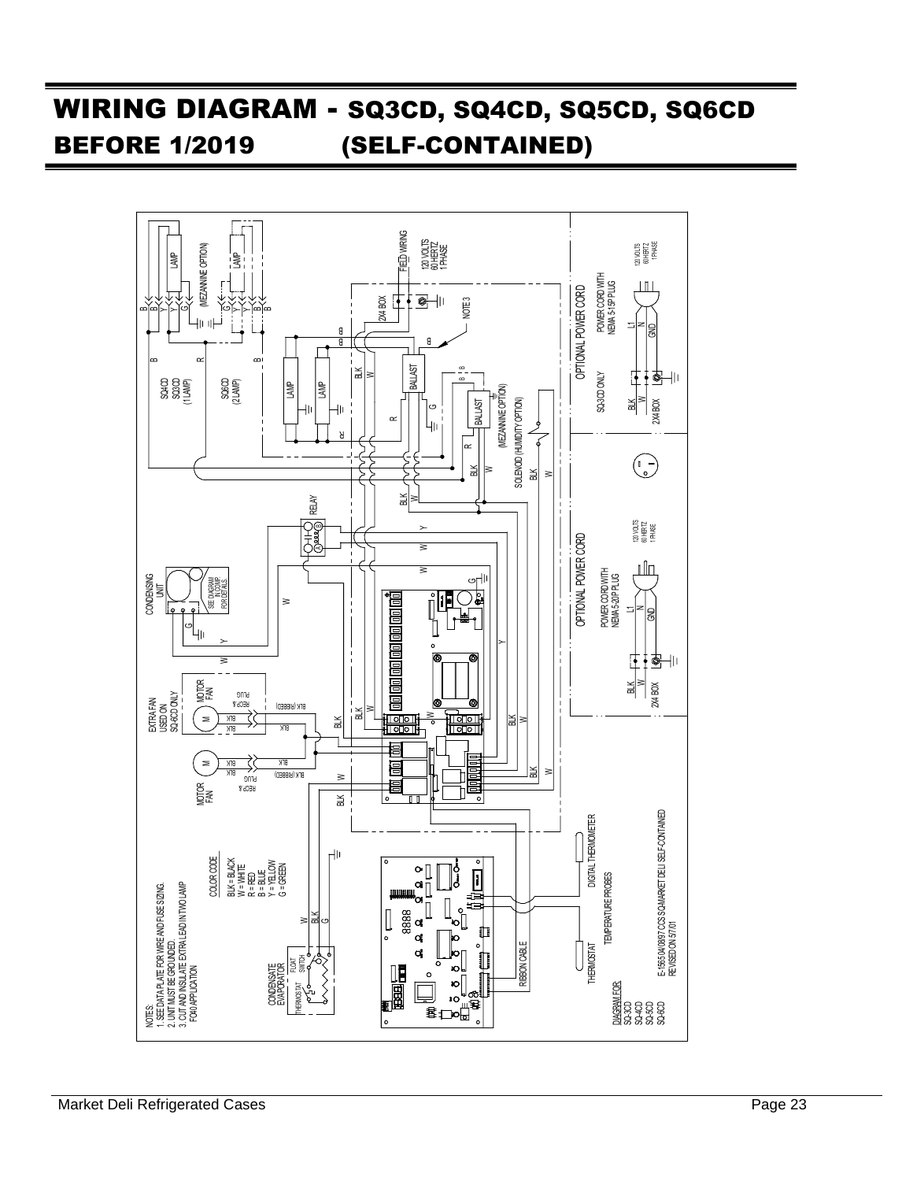# WIRING DIAGRAM - SQ3CD, SQ4CD, SQ5CD, SQ6CD BEFORE 1/2019 (SELF-CONTAINED)

NOTES:
1. SEE DATA PLATE FOR WIRE AND FUSE SIZING.
2. UNIT MUST BE GROUNDED.
3. CUT AND INSULATE EXTRA LEAD IN TWO LAMP FO40 APPLICATION

COLOR CODE
BLK = BLACK
W = WHITE
R = RED
B = BLUE
Y = YELLOW
G = GREEN

LAMP
(MEZZANINE OPTION)
SQ4CD SQ3CD (1 LAMP)
SQ6CD (2 LAMP)
FIELD WIRING
120 VOLTS 60 HERTZ 1 PHASE
2X4 BOX
NOTE 3
BALLAST
(MEZZANINE OPTION)
SOLENOID (HUMIDITY OPTION)
RELAY
CONDENSING UNIT
SEE DIAGRAM IN COMP. FOR DETAILS.
EXTRA FAN USED ON SQ-6CD ONLY
MOTOR FAN
PLUG & RECP.
BLK (RIBBED)
CONDENSATE EVAPORATOR
THERMOSTAT
FLOAT SWITCH
RIBBON CABLE
THERMOSTAT
TEMPERATURE PROBES
DIGITAL THERMOMETER

OPTIONAL POWER CORD
SQ-3CD ONLY
POWER CORD WITH NEMA 5-15P PLUG
L1 N GND
120 VOLTS 60 HERTZ 1 PHASE

OPTIONAL POWER CORD
POWER CORD WITH NEMA 5-20P PLUG
L1 N GND
120 VOLTS 60 HERTZ 1 PHASE

DIAGRAM FOR:
SQ-3CD
SQ-4CD
SQ-5CD
SQ-6CD

E-1565 04/08/97 CCS SQ-MARKET DELI SELF-CONTAINED
REVISED ON 5/7/01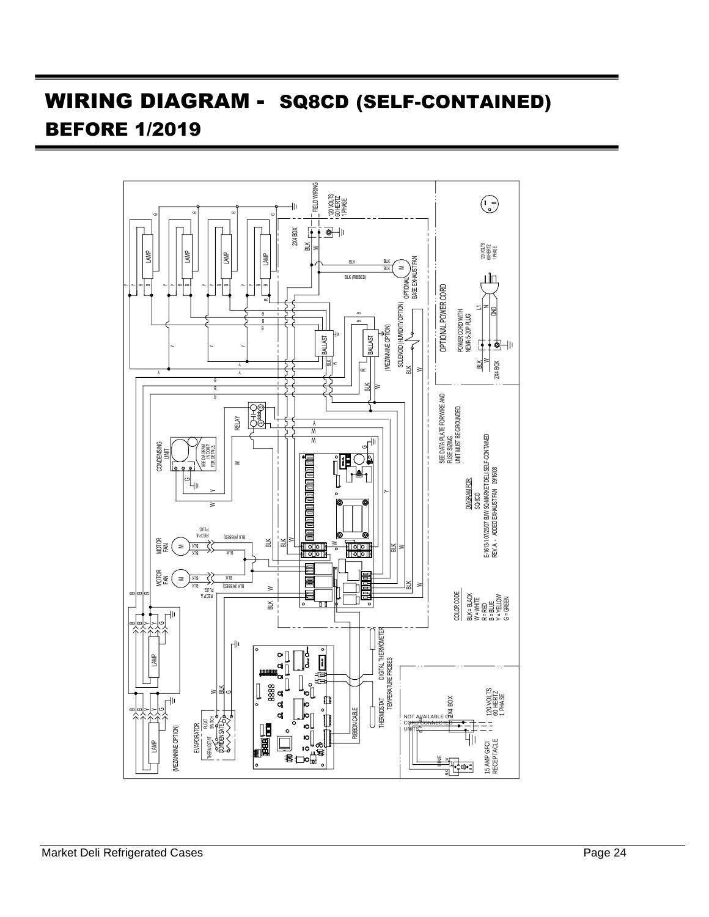# WIRING DIAGRAM - SQ8CD (SELF-CONTAINED) BEFORE 1/2019

FIELD WIRING
120 VOLTS
60 HERTZ
1 PHASE

2X4 BOX

OPTIONAL BASE EXHAUST FAN

OPTIONAL POWER CORD

POWER CORD WITH NEMA 5-20P PLUG

120 VOLTS
60 HERTZ
1 PHASE

SEE DATA PLATE FOR WIRE AND FUSE SIZING.
UNIT MUST BE GROUNDED.

DIAGRAM FOR:
SQ8CD

E-1613-1 07/25/07 B/W SQ-MARKET DELI SELF-CONTAINED
REV. A - ADDED EXHAUST FAN 09/16/08

COLOR CODE
BLK = BLACK
W = WHITE
R = RED
B = BLUE
Y = YELLOW
G = GREEN

SOLENOID (HUMIDITY OPTION)
(MEZANNINE OPTION)
BALLAST
RELAY
CONDENSING UNIT
SEE DIAGRAM IN COMP. FOR DETAILS
MOTOR FAN
DIGITAL THERMOMETER
TEMPERATURE PROBES
THERMOSTAT
RIBBON CABLE
EVAPORATOR
THERMOSTAT
FLOAT SWITCH
CONDENSATE
(MEZANNINE OPTION)

NOT AVAILABLE ON CORD CONNECTED UNITS

2X4 BOX
120 VOLTS
60 HERTZ
1 PHASE

15 AMP GFCI RECEPTACLE

Market Deli Refrigerated Cases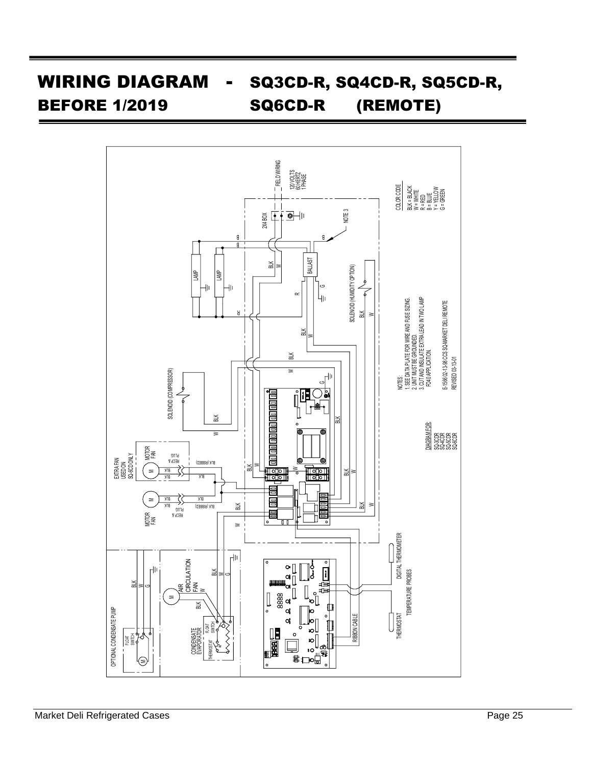# WIRING DIAGRAM - BEFORE 1/2019 SQ3CD-R, SQ4CD-R, SQ5CD-R, SQ6CD-R (REMOTE)

FIELD WIRING

120 VOLTS
60 HERTZ
1 PHASE

COLOR CODE
BLK = BLACK
W = WHITE
R = RED
B = BLUE
Y = YELLOW
G = GREEN

2X4 BOX

NOTE 3

LAMP

LAMP

BALLAST

SOLENOID (HUMIDITY OPTION)

SOLENOID (COMPRESSOR)

EXTRA FAN USED ON SQ-6CD ONLY

MOTOR FAN

PLUG RECP &

BLK (RIBBED)

OPTIONAL CONDENSATE PUMP

FLOAT SWITCH

AIR CIRCULATION FAN

CONDENSATE EVAPORATOR

THERMOSTAT

RIBBON CABLE

THERMOSTAT

TEMPERATURE PROBES

DIGITAL THERMOMETER

NOTES:
1. SEE DATA PLATE FOR WIRE AND FUSE SIZING.
2. UNIT MUST BE GROUNDED.
3. CUT AND INSULATE EXTRA LEAD IN TWO LAMP FO40 APPLICATION.

E-1566 02-13-98 CCS SQ-MARKET DELI REMOTE
REVISED 03-13-01

DIAGRAM FOR:
SQ-3CDR
SQ-4CDR
SQ-5CDR
SQ-6CDR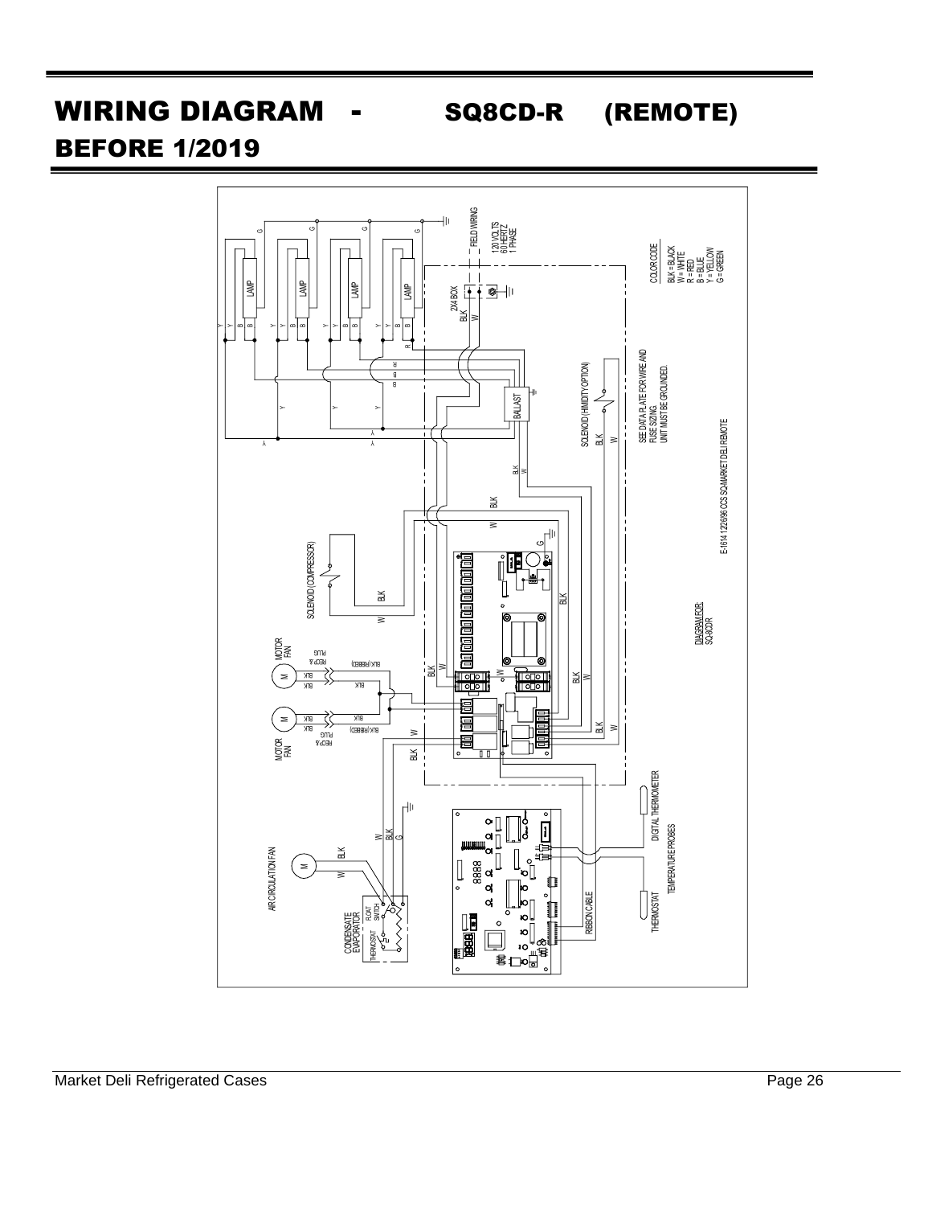# WIRING DIAGRAM - SQ8CD-R (REMOTE)
## BEFORE 1/2019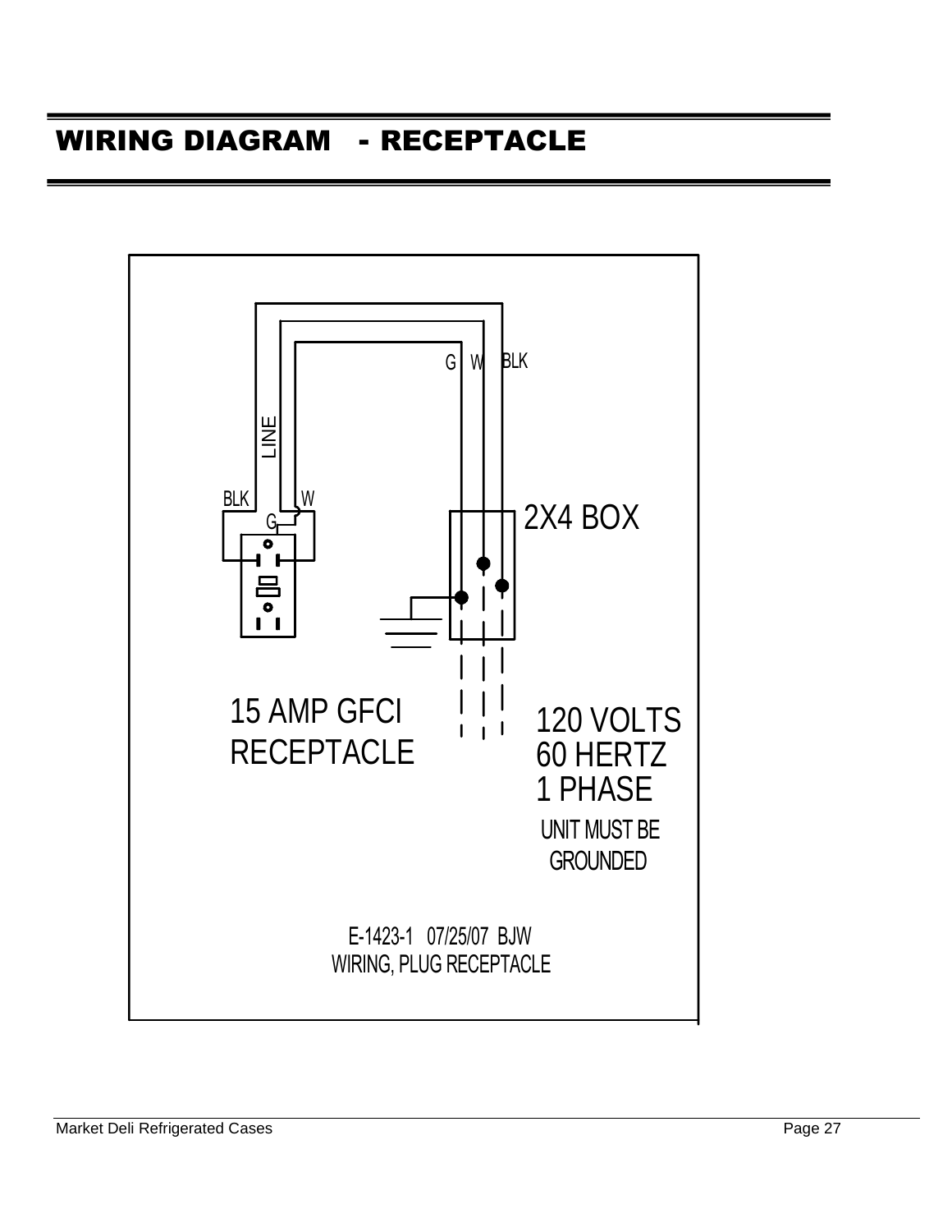# WIRING DIAGRAM - RECEPTACLE

G W BLK

LINE

BLK W

G

2X4 BOX

15 AMP GFCI
RECEPTACLE

120 VOLTS
60 HERTZ
1 PHASE

UNIT MUST BE
GROUNDED

E-1423-1 07/25/07 BJW
WIRING, PLUG RECEPTACLE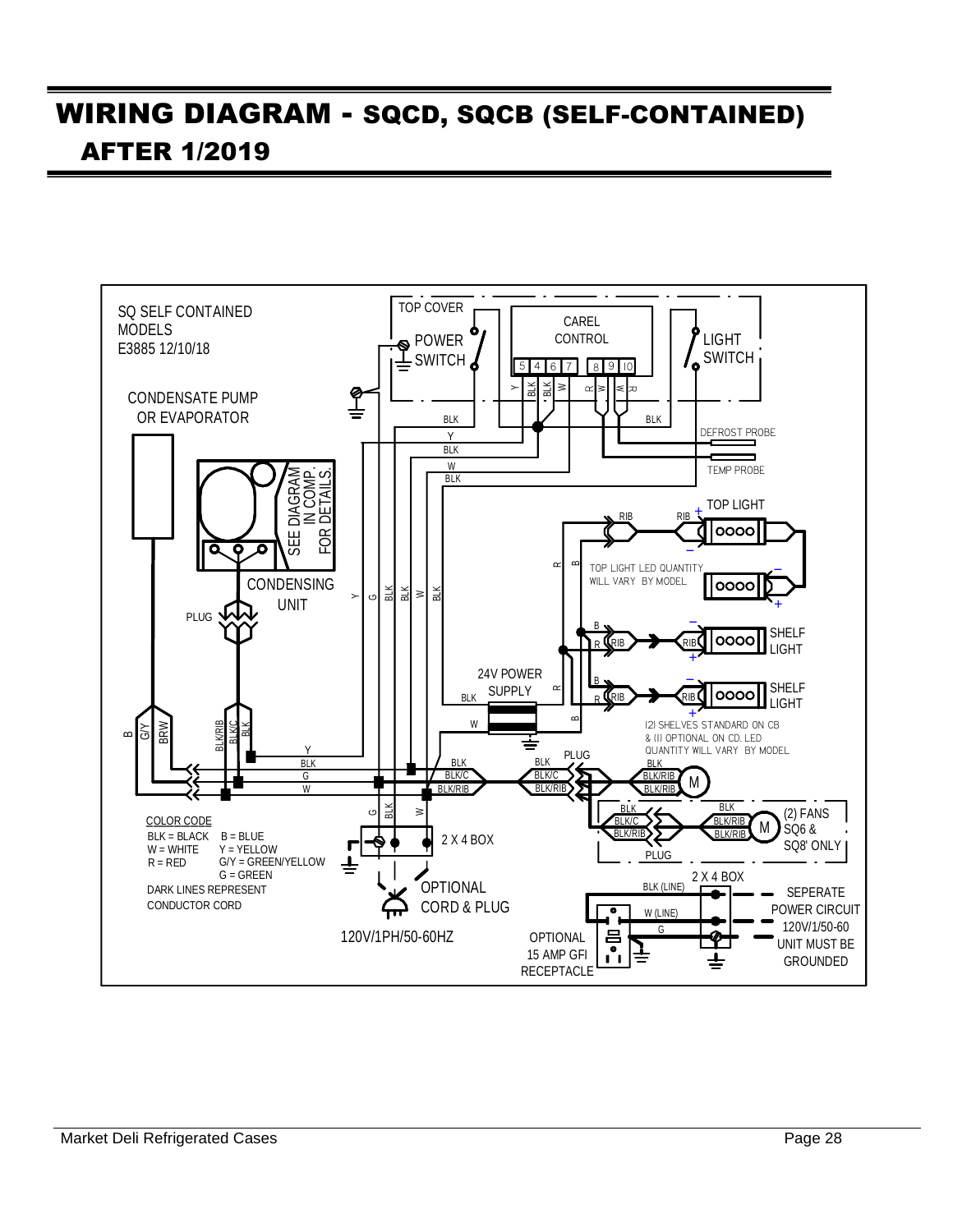# WIRING DIAGRAM - SQCD, SQCB (SELF-CONTAINED) AFTER 1/2019

SQ SELF CONTAINED MODELS
E3885 12/10/18

TOP COVER

CAREL CONTROL

5 4 6 7 8 9 10

Y BLK BLK W R W W R

POWER SWITCH

LIGHT SWITCH

DEFROST PROBE

TEMP PROBE

CONDENSATE PUMP OR EVAPORATOR

SEE DIAGRAM IN COMP. FOR DETAILS.

CONDENSING UNIT

PLUG

TOP LIGHT

TOP LIGHT LED QUANTITY WILL VARY BY MODEL

SHELF LIGHT

SHELF LIGHT

24V POWER SUPPLY

(2) SHELVES STANDARD ON CB & (1) OPTIONAL ON CD. LED QUANTITY WILL VARY BY MODEL

PLUG

M

(2) FANS SQ6 & SQ8' ONLY

PLUG

2 X 4 BOX

OPTIONAL CORD & PLUG

120V/1PH/50-60HZ

OPTIONAL 15 AMP GFI RECEPTACLE

BLK (LINE)

W (LINE)

G

2 X 4 BOX

SEPERATE POWER CIRCUIT 120V/1/50-60 UNIT MUST BE GROUNDED

COLOR CODE

- BLK = BLACK
- B = BLUE
- W = WHITE
- Y = YELLOW
- R = RED
- G/Y = GREEN/YELLOW
- G = GREEN

DARK LINES REPRESENT CONDUCTOR CORD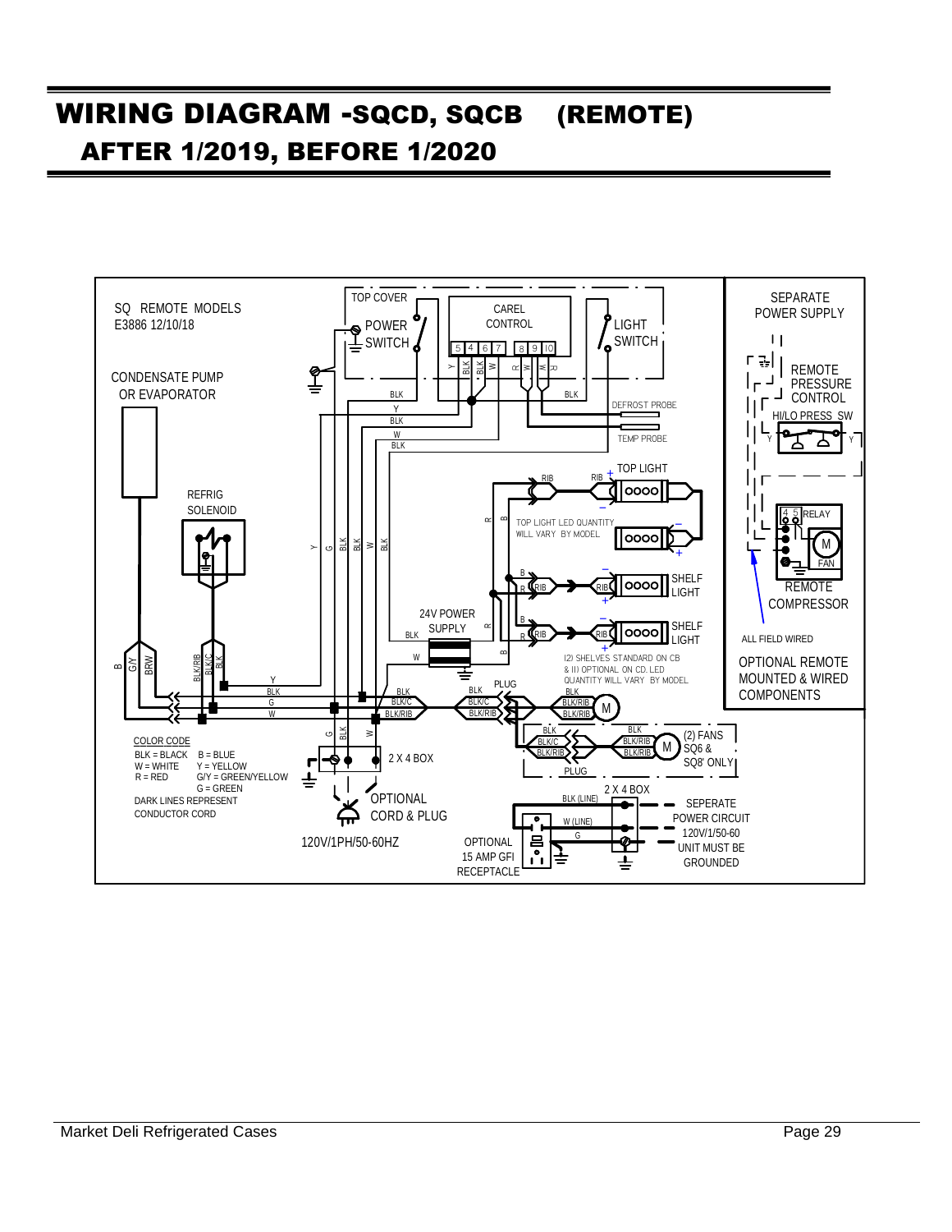# WIRING DIAGRAM -SQCD, SQCB (REMOTE)
## AFTER 1/2019, BEFORE 1/2020

SQ REMOTE MODELS
E3886 12/10/18

CONDENSATE PUMP OR EVAPORATOR

REFRIG SOLENOID

TOP COVER

POWER SWITCH

CAREL CONTROL

5 4 6 7 8 9 10

LIGHT SWITCH

DEFROST PROBE

TEMP PROBE

TOP LIGHT

TOP LIGHT LED QUANTITY WILL VARY BY MODEL

SHELF LIGHT

SHELF LIGHT

24V POWER SUPPLY

(2) SHELVES STANDARD ON CB & (1) OPTIONAL ON CD. LED QUANTITY WILL VARY BY MODEL

PLUG

(2) FANS SQ6 & SQ8' ONLY

PLUG

2 X 4 BOX

OPTIONAL CORD & PLUG

120V/1PH/50-60HZ

OPTIONAL 15 AMP GFI RECEPTACLE

2 X 4 BOX

SEPERATE POWER CIRCUIT 120V/1/50-60 UNIT MUST BE GROUNDED

SEPARATE POWER SUPPLY

REMOTE PRESSURE CONTROL

HI/LO PRESS SW

RELAY

FAN

REMOTE COMPRESSOR

ALL FIELD WIRED

OPTIONAL REMOTE MOUNTED & WIRED COMPONENTS

COLOR CODE
BLK = BLACK B = BLUE
W = WHITE Y = YELLOW
R = RED G/Y = GREEN/YELLOW
G = GREEN
DARK LINES REPRESENT CONDUCTOR CORD

Market Deli Refrigerated Cases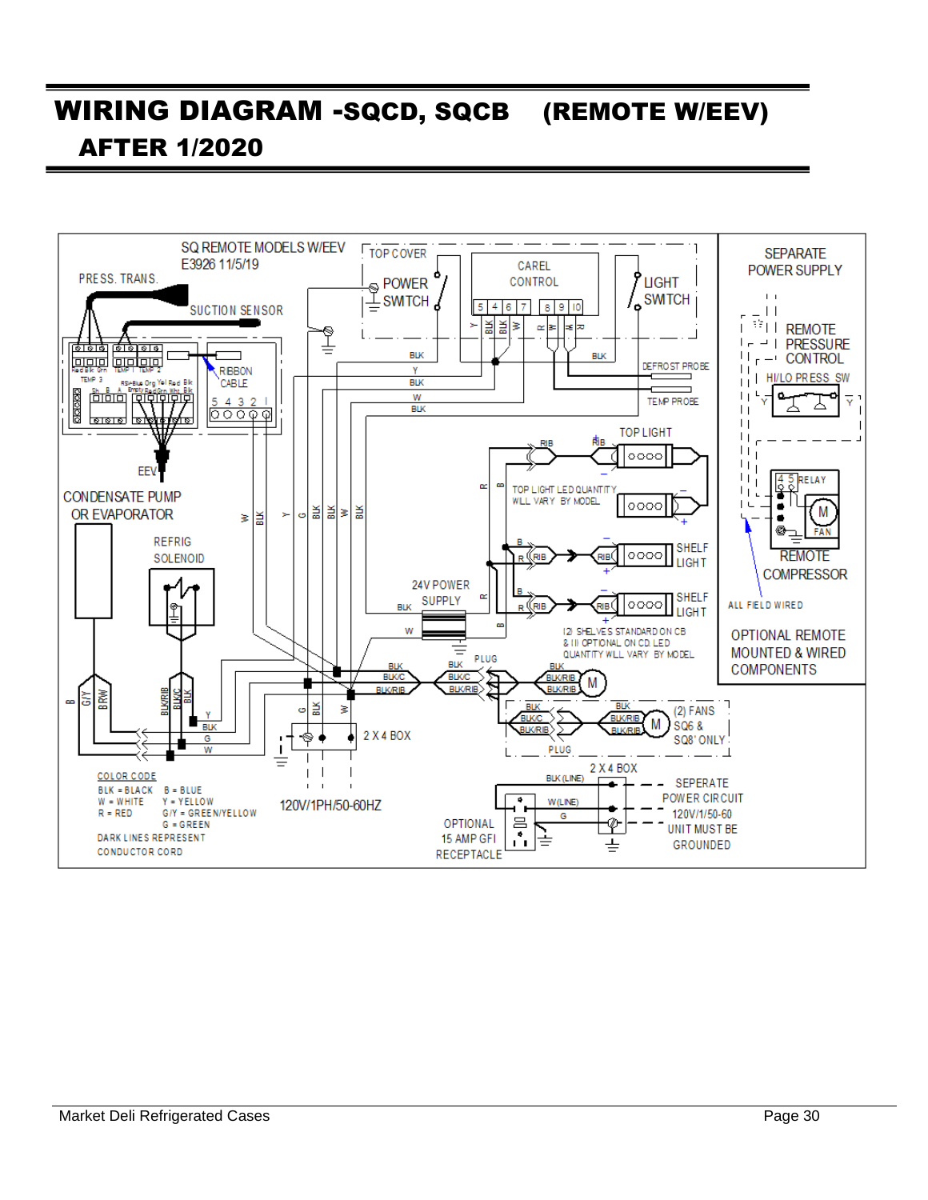# WIRING DIAGRAM -SQCD, SQCB (REMOTE W/EEV) AFTER 1/2020

SQ REMOTE MODELS W/EEV
E3926 11/5/19

PRESS. TRANS.

SUCTION SENSOR

TOP COVER

POWER SWITCH

CAREL CONTROL

LIGHT SWITCH

SEPARATE POWER SUPPLY

REMOTE PRESSURE CONTROL

HI/LO PRESS SW

DEFROST PROBE

TEMP PROBE

RIBBON CABLE

TOP LIGHT

EEV

CONDENSATE PUMP OR EVAPORATOR

TOP LIGHT LED QUANTITY WILL VARY BY MODEL

RELAY

FAN

REMOTE COMPRESSOR

REFRIG SOLENOID

SHELF LIGHT

SHELF LIGHT

24V POWER SUPPLY

ALL FIELD WIRED

(2) SHELVES STANDARD ON CB & (1) OPTIONAL ON CD LED QUANTITY WILL VARY BY MODEL

OPTIONAL REMOTE MOUNTED & WIRED COMPONENTS

PLUG

(2) FANS SQ6 & SQ8' ONLY

PLUG

2 X 4 BOX

2 X 4 BOX

120V/1PH/50-60HZ

SEPERATE POWER CIRCUIT 120V/1/50-60 UNIT MUST BE GROUNDED

OPTIONAL 15 AMP GFI RECEPTACLE

COLOR CODE
BLK = BLACK B = BLUE
W = WHITE Y = YELLOW
R = RED G/Y = GREEN/YELLOW
G = GREEN
DARK LINES REPRESENT CONDUCTOR CORD

Market Deli Refrigerated Cases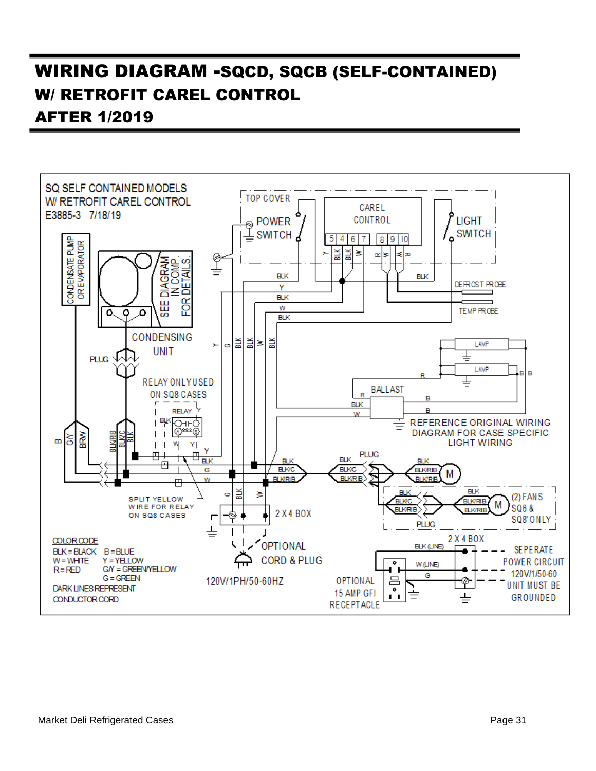# WIRING DIAGRAM -SQCD, SQCB (SELF-CONTAINED) W/ RETROFIT CAREL CONTROL AFTER 1/2019

SQ SELF CONTAINED MODELS
W/ RETROFIT CAREL CONTROL
E3885-3 7/18/19

TOP COVER

POWER SWITCH

CAREL CONTROL

5 4 6 7 8 9 10

LIGHT SWITCH

CONDENSATE PUMP OR EVAPORATOR

SEE DIAGRAM IN COMP. FOR DETAILS

CONDENSING UNIT

PLUG

RELAY ONLY USED ON SQ8 CASES

RELAY

DEFROST PROBE

TEMP PROBE

LAMP

LAMP

BALLAST

REFERENCE ORIGINAL WIRING DIAGRAM FOR CASE SPECIFIC LIGHT WIRING

SPLIT YELLOW WIRE FOR RELAY ON SQ8 CASES

2 X 4 BOX

OPTIONAL CORD & PLUG

120V/1PH/50-60HZ

(2) FANS SQ6 & SQ8' ONLY

2 X 4 BOX

OPTIONAL 15 AMP GFI RECEPTACLE

BLK (LINE)

W (LINE)

G

SEPERATE POWER CIRCUIT 120V/1/50-60 UNIT MUST BE GROUNDED

COLOR CODE
BLK = BLACK B = BLUE
W = WHITE Y = YELLOW
R = RED G/Y = GREEN/YELLOW
G = GREEN
DARK LINES REPRESENT CONDUCTOR CORD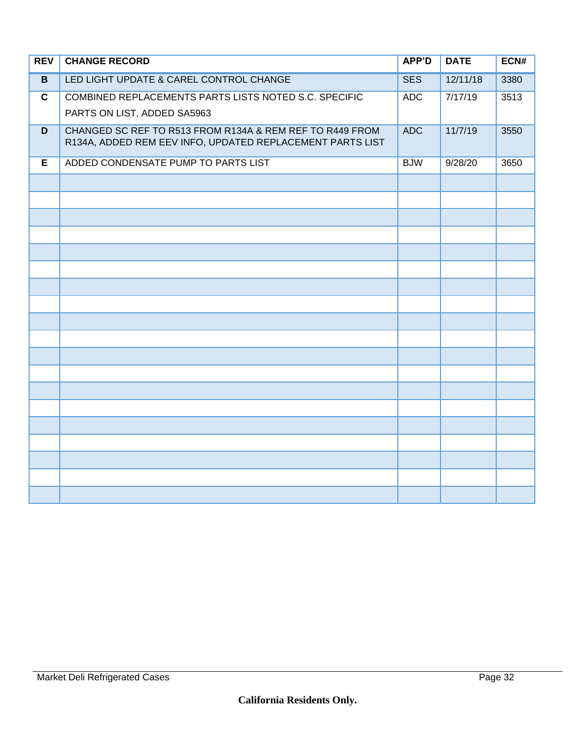| REV | CHANGE RECORD | APP'D | DATE | ECN# |
|---|---|---|---|---|
| B | LED LIGHT UPDATE & CAREL CONTROL CHANGE | SES | 12/11/18 | 3380 |
| C | COMBINED REPLACEMENTS PARTS LISTS NOTED S.C. SPECIFIC PARTS ON LIST, ADDED SA5963 | ADC | 7/17/19 | 3513 |
| D | CHANGED SC REF TO R513 FROM R134A & REM REF TO R449 FROM R134A, ADDED REM EEV INFO, UPDATED REPLACEMENT PARTS LIST | ADC | 11/7/19 | 3550 |
| E | ADDED CONDENSATE PUMP TO PARTS LIST | BJW | 9/28/20 | 3650 |
| | | | | |
| | | | | |
| | | | | |
| | | | | |
| | | | | |
| | | | | |
| | | | | |
| | | | | |
| | | | | |
| | | | | |
| | | | | |
| | | | | |
| | | | | |
| | | | | |
| | | | | |
| | | | | |
| | | | | |
| | | | | |
| | | | | |

**California Residents Only.**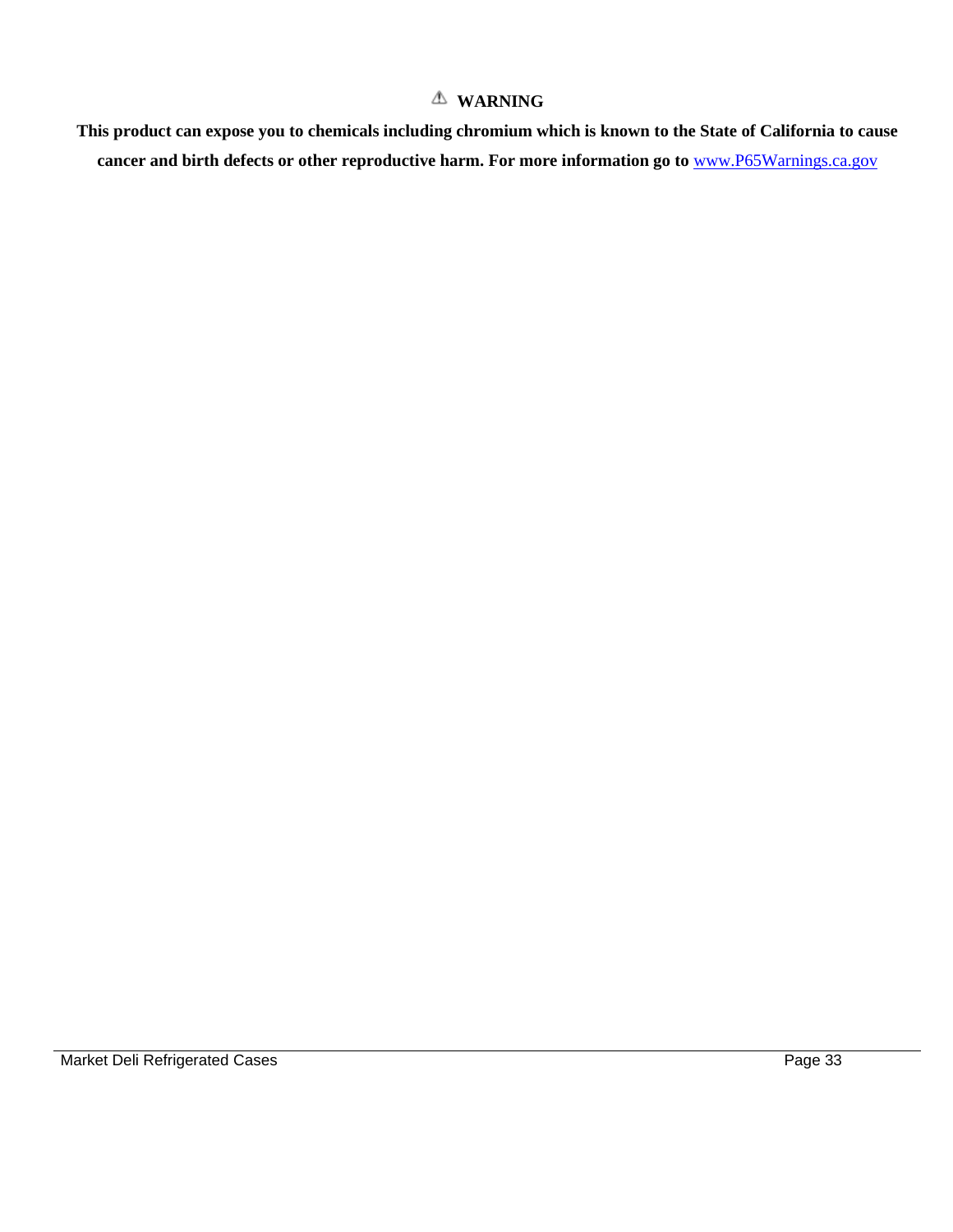**⚠ WARNING**

**This product can expose you to chemicals including chromium which is known to the State of California to cause cancer and birth defects or other reproductive harm. For more information go to** www.P65Warnings.ca.gov